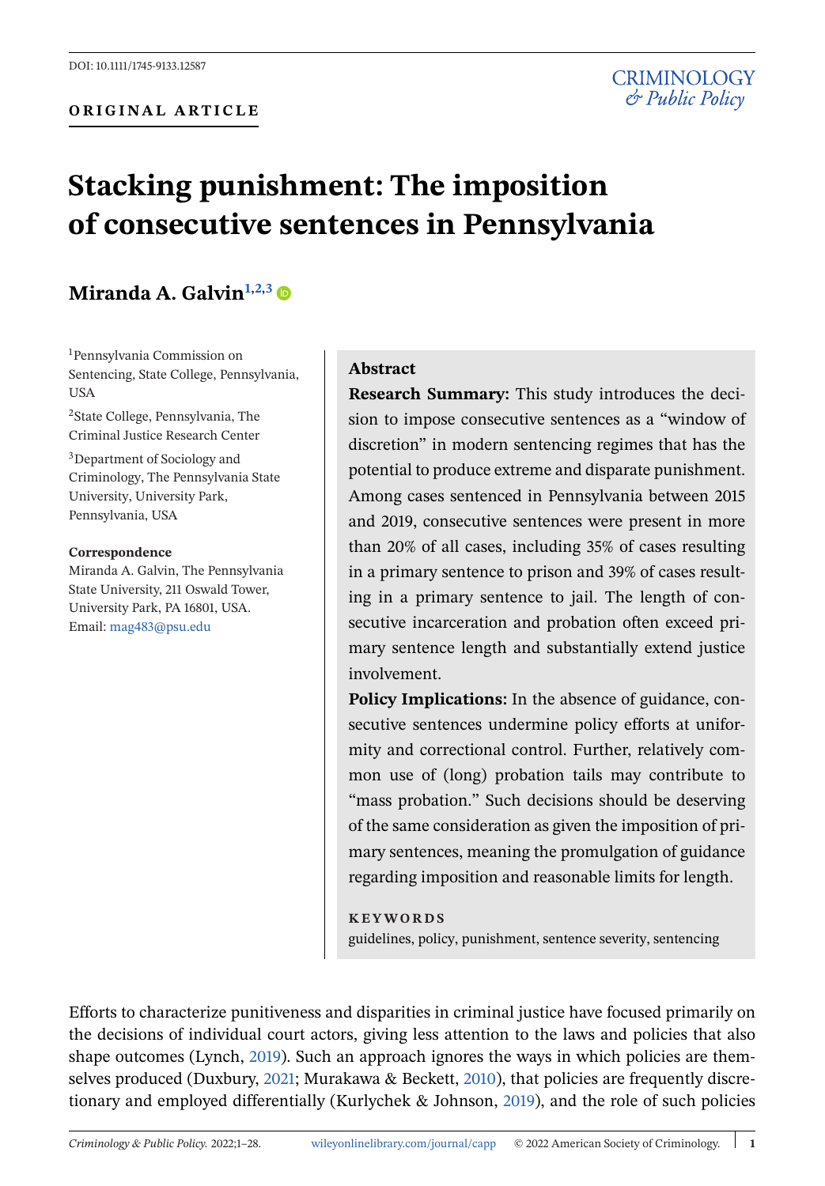DOI: 10.1111/1745-9133.12587

**ORIGINAL ARTICLE**

# Stacking punishment: The imposition of consecutive sentences in Pennsylvania

**Miranda A. Galvin**[1,2,3]

[1]Pennsylvania Commission on Sentencing, State College, Pennsylvania, USA

[2]State College, Pennsylvania, The Criminal Justice Research Center

[3]Department of Sociology and Criminology, The Pennsylvania State University, University Park, Pennsylvania, USA

**Correspondence**
Miranda A. Galvin, The Pennsylvania State University, 211 Oswald Tower, University Park, PA 16801, USA.
Email: mag483@psu.edu

## Abstract

**Research Summary:** This study introduces the decision to impose consecutive sentences as a "window of discretion" in modern sentencing regimes that has the potential to produce extreme and disparate punishment. Among cases sentenced in Pennsylvania between 2015 and 2019, consecutive sentences were present in more than 20% of all cases, including 35% of cases resulting in a primary sentence to prison and 39% of cases resulting in a primary sentence to jail. The length of consecutive incarceration and probation often exceed primary sentence length and substantially extend justice involvement.

**Policy Implications:** In the absence of guidance, consecutive sentences undermine policy efforts at uniformity and correctional control. Further, relatively common use of (long) probation tails may contribute to "mass probation." Such decisions should be deserving of the same consideration as given the imposition of primary sentences, meaning the promulgation of guidance regarding imposition and reasonable limits for length.

**KEYWORDS**
guidelines, policy, punishment, sentence severity, sentencing

Efforts to characterize punitiveness and disparities in criminal justice have focused primarily on the decisions of individual court actors, giving less attention to the laws and policies that also shape outcomes (Lynch, 2019). Such an approach ignores the ways in which policies are themselves produced (Duxbury, 2021; Murakawa & Beckett, 2010), that policies are frequently discretionary and employed differentially (Kurlychek & Johnson, 2019), and the role of such policies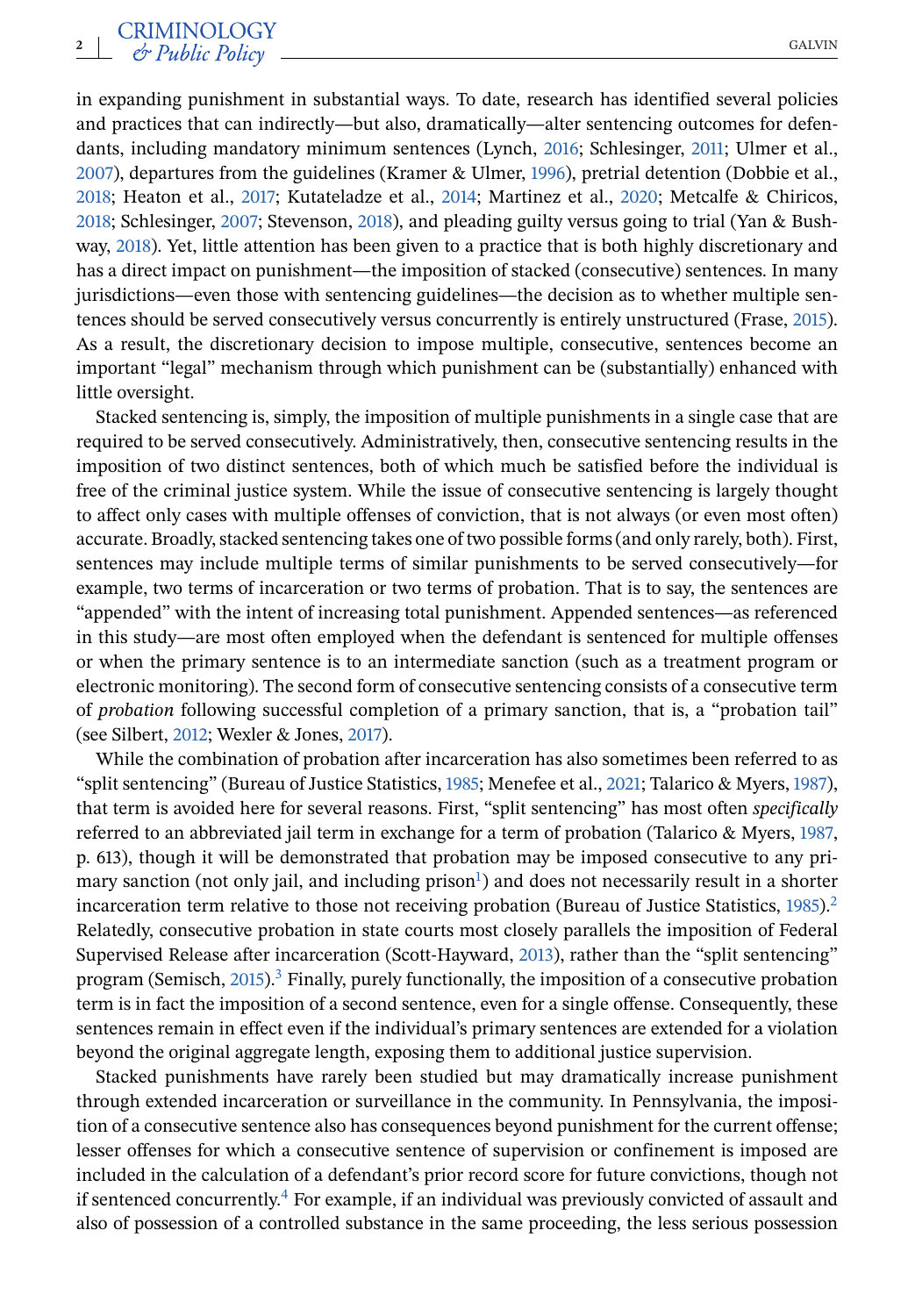in expanding punishment in substantial ways. To date, research has identified several policies and practices that can indirectly—but also, dramatically—alter sentencing outcomes for defendants, including mandatory minimum sentences (Lynch, 2016; Schlesinger, 2011; Ulmer et al., 2007), departures from the guidelines (Kramer & Ulmer, 1996), pretrial detention (Dobbie et al., 2018; Heaton et al., 2017; Kutateladze et al., 2014; Martinez et al., 2020; Metcalfe & Chiricos, 2018; Schlesinger, 2007; Stevenson, 2018), and pleading guilty versus going to trial (Yan & Bushway, 2018). Yet, little attention has been given to a practice that is both highly discretionary and has a direct impact on punishment—the imposition of stacked (consecutive) sentences. In many jurisdictions—even those with sentencing guidelines—the decision as to whether multiple sentences should be served consecutively versus concurrently is entirely unstructured (Frase, 2015). As a result, the discretionary decision to impose multiple, consecutive, sentences become an important "legal" mechanism through which punishment can be (substantially) enhanced with little oversight.

Stacked sentencing is, simply, the imposition of multiple punishments in a single case that are required to be served consecutively. Administratively, then, consecutive sentencing results in the imposition of two distinct sentences, both of which much be satisfied before the individual is free of the criminal justice system. While the issue of consecutive sentencing is largely thought to affect only cases with multiple offenses of conviction, that is not always (or even most often) accurate. Broadly, stacked sentencing takes one of two possible forms (and only rarely, both). First, sentences may include multiple terms of similar punishments to be served consecutively—for example, two terms of incarceration or two terms of probation. That is to say, the sentences are "appended" with the intent of increasing total punishment. Appended sentences—as referenced in this study—are most often employed when the defendant is sentenced for multiple offenses or when the primary sentence is to an intermediate sanction (such as a treatment program or electronic monitoring). The second form of consecutive sentencing consists of a consecutive term of *probation* following successful completion of a primary sanction, that is, a "probation tail" (see Silbert, 2012; Wexler & Jones, 2017).

While the combination of probation after incarceration has also sometimes been referred to as "split sentencing" (Bureau of Justice Statistics, 1985; Menefee et al., 2021; Talarico & Myers, 1987), that term is avoided here for several reasons. First, "split sentencing" has most often *specifically* referred to an abbreviated jail term in exchange for a term of probation (Talarico & Myers, 1987, p. 613), though it will be demonstrated that probation may be imposed consecutive to any primary sanction (not only jail, and including prison[1]) and does not necessarily result in a shorter incarceration term relative to those not receiving probation (Bureau of Justice Statistics, 1985).[2] Relatedly, consecutive probation in state courts most closely parallels the imposition of Federal Supervised Release after incarceration (Scott-Hayward, 2013), rather than the "split sentencing" program (Semisch, 2015).[3] Finally, purely functionally, the imposition of a consecutive probation term is in fact the imposition of a second sentence, even for a single offense. Consequently, these sentences remain in effect even if the individual's primary sentences are extended for a violation beyond the original aggregate length, exposing them to additional justice supervision.

Stacked punishments have rarely been studied but may dramatically increase punishment through extended incarceration or surveillance in the community. In Pennsylvania, the imposition of a consecutive sentence also has consequences beyond punishment for the current offense; lesser offenses for which a consecutive sentence of supervision or confinement is imposed are included in the calculation of a defendant's prior record score for future convictions, though not if sentenced concurrently.[4] For example, if an individual was previously convicted of assault and also of possession of a controlled substance in the same proceeding, the less serious possession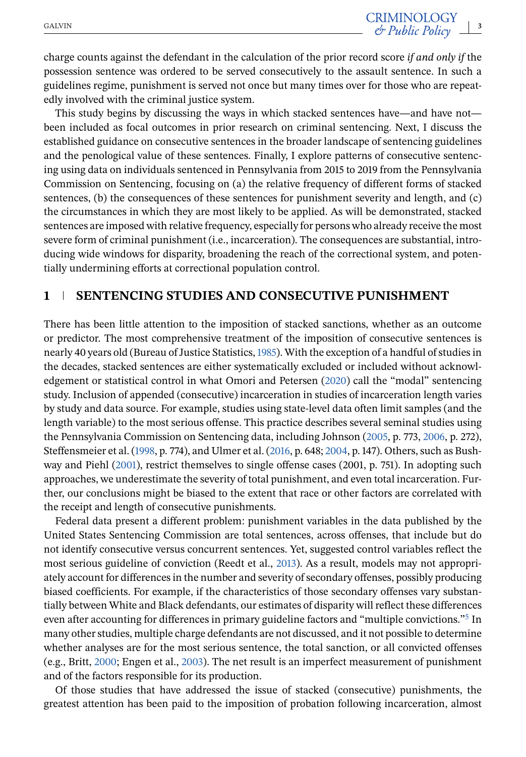charge counts against the defendant in the calculation of the prior record score *if and only if* the possession sentence was ordered to be served consecutively to the assault sentence. In such a guidelines regime, punishment is served not once but many times over for those who are repeatedly involved with the criminal justice system.

This study begins by discussing the ways in which stacked sentences have—and have not—been included as focal outcomes in prior research on criminal sentencing. Next, I discuss the established guidance on consecutive sentences in the broader landscape of sentencing guidelines and the penological value of these sentences. Finally, I explore patterns of consecutive sentencing using data on individuals sentenced in Pennsylvania from 2015 to 2019 from the Pennsylvania Commission on Sentencing, focusing on (a) the relative frequency of different forms of stacked sentences, (b) the consequences of these sentences for punishment severity and length, and (c) the circumstances in which they are most likely to be applied. As will be demonstrated, stacked sentences are imposed with relative frequency, especially for persons who already receive the most severe form of criminal punishment (i.e., incarceration). The consequences are substantial, introducing wide windows for disparity, broadening the reach of the correctional system, and potentially undermining efforts at correctional population control.

## 1 | SENTENCING STUDIES AND CONSECUTIVE PUNISHMENT

There has been little attention to the imposition of stacked sanctions, whether as an outcome or predictor. The most comprehensive treatment of the imposition of consecutive sentences is nearly 40 years old (Bureau of Justice Statistics, 1985). With the exception of a handful of studies in the decades, stacked sentences are either systematically excluded or included without acknowledgement or statistical control in what Omori and Petersen (2020) call the "modal" sentencing study. Inclusion of appended (consecutive) incarceration in studies of incarceration length varies by study and data source. For example, studies using state-level data often limit samples (and the length variable) to the most serious offense. This practice describes several seminal studies using the Pennsylvania Commission on Sentencing data, including Johnson (2005, p. 773, 2006, p. 272), Steffensmeier et al. (1998, p. 774), and Ulmer et al. (2016, p. 648; 2004, p. 147). Others, such as Bushway and Piehl (2001), restrict themselves to single offense cases (2001, p. 751). In adopting such approaches, we underestimate the severity of total punishment, and even total incarceration. Further, our conclusions might be biased to the extent that race or other factors are correlated with the receipt and length of consecutive punishments.

Federal data present a different problem: punishment variables in the data published by the United States Sentencing Commission are total sentences, across offenses, that include but do not identify consecutive versus concurrent sentences. Yet, suggested control variables reflect the most serious guideline of conviction (Reedt et al., 2013). As a result, models may not appropriately account for differences in the number and severity of secondary offenses, possibly producing biased coefficients. For example, if the characteristics of those secondary offenses vary substantially between White and Black defendants, our estimates of disparity will reflect these differences even after accounting for differences in primary guideline factors and "multiple convictions."[5] In many other studies, multiple charge defendants are not discussed, and it not possible to determine whether analyses are for the most serious sentence, the total sanction, or all convicted offenses (e.g., Britt, 2000; Engen et al., 2003). The net result is an imperfect measurement of punishment and of the factors responsible for its production.

Of those studies that have addressed the issue of stacked (consecutive) punishments, the greatest attention has been paid to the imposition of probation following incarceration, almost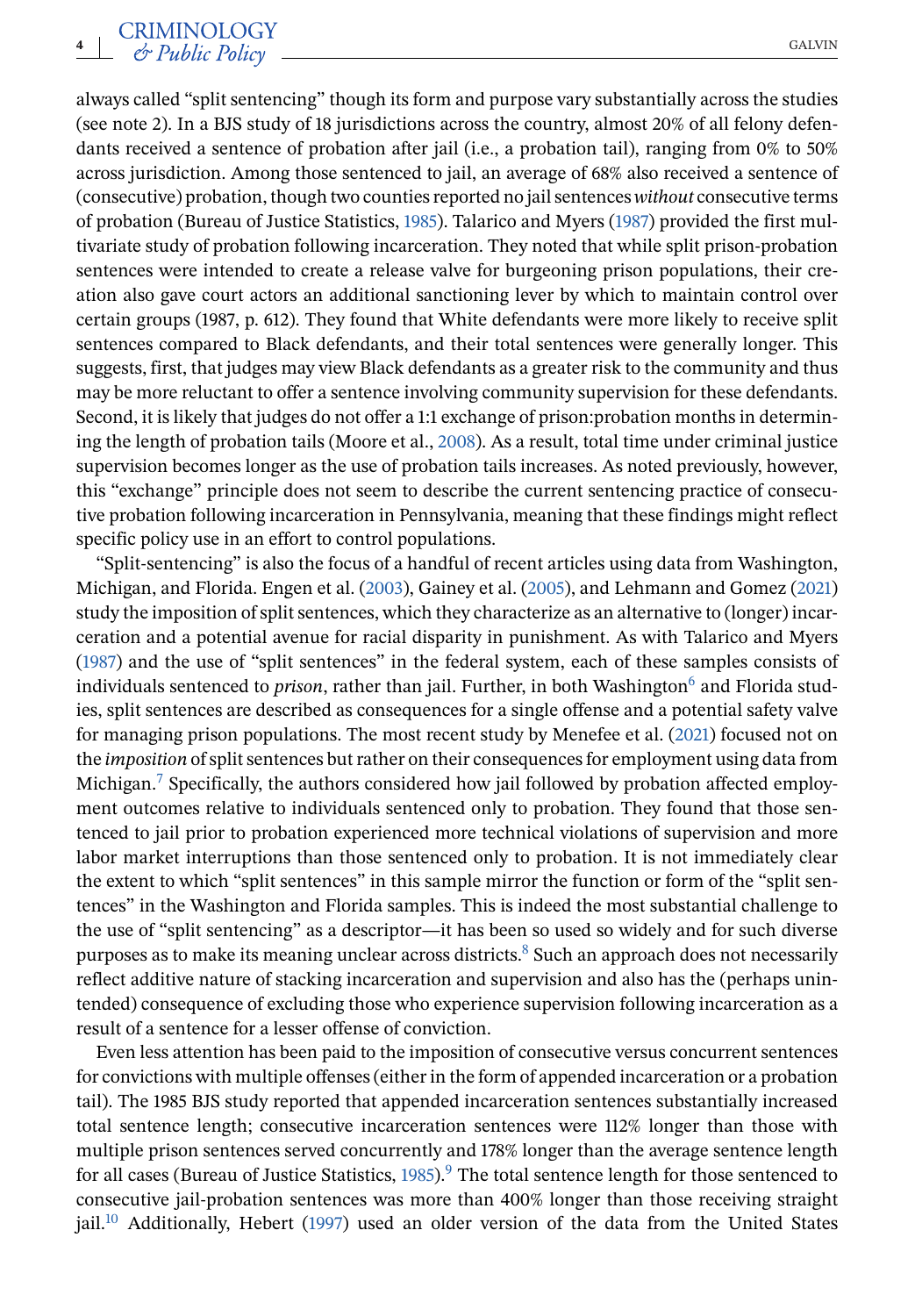always called "split sentencing" though its form and purpose vary substantially across the studies (see note 2). In a BJS study of 18 jurisdictions across the country, almost 20% of all felony defendants received a sentence of probation after jail (i.e., a probation tail), ranging from 0% to 50% across jurisdiction. Among those sentenced to jail, an average of 68% also received a sentence of (consecutive) probation, though two counties reported no jail sentences *without* consecutive terms of probation (Bureau of Justice Statistics, 1985). Talarico and Myers (1987) provided the first multivariate study of probation following incarceration. They noted that while split prison-probation sentences were intended to create a release valve for burgeoning prison populations, their creation also gave court actors an additional sanctioning lever by which to maintain control over certain groups (1987, p. 612). They found that White defendants were more likely to receive split sentences compared to Black defendants, and their total sentences were generally longer. This suggests, first, that judges may view Black defendants as a greater risk to the community and thus may be more reluctant to offer a sentence involving community supervision for these defendants. Second, it is likely that judges do not offer a 1:1 exchange of prison:probation months in determining the length of probation tails (Moore et al., 2008). As a result, total time under criminal justice supervision becomes longer as the use of probation tails increases. As noted previously, however, this "exchange" principle does not seem to describe the current sentencing practice of consecutive probation following incarceration in Pennsylvania, meaning that these findings might reflect specific policy use in an effort to control populations.

"Split-sentencing" is also the focus of a handful of recent articles using data from Washington, Michigan, and Florida. Engen et al. (2003), Gainey et al. (2005), and Lehmann and Gomez (2021) study the imposition of split sentences, which they characterize as an alternative to (longer) incarceration and a potential avenue for racial disparity in punishment. As with Talarico and Myers (1987) and the use of "split sentences" in the federal system, each of these samples consists of individuals sentenced to *prison*, rather than jail. Further, in both Washington[6] and Florida studies, split sentences are described as consequences for a single offense and a potential safety valve for managing prison populations. The most recent study by Menefee et al. (2021) focused not on the *imposition* of split sentences but rather on their consequences for employment using data from Michigan.[7] Specifically, the authors considered how jail followed by probation affected employment outcomes relative to individuals sentenced only to probation. They found that those sentenced to jail prior to probation experienced more technical violations of supervision and more labor market interruptions than those sentenced only to probation. It is not immediately clear the extent to which "split sentences" in this sample mirror the function or form of the "split sentences" in the Washington and Florida samples. This is indeed the most substantial challenge to the use of "split sentencing" as a descriptor—it has been so used so widely and for such diverse purposes as to make its meaning unclear across districts.[8] Such an approach does not necessarily reflect additive nature of stacking incarceration and supervision and also has the (perhaps unintended) consequence of excluding those who experience supervision following incarceration as a result of a sentence for a lesser offense of conviction.

Even less attention has been paid to the imposition of consecutive versus concurrent sentences for convictions with multiple offenses (either in the form of appended incarceration or a probation tail). The 1985 BJS study reported that appended incarceration sentences substantially increased total sentence length; consecutive incarceration sentences were 112% longer than those with multiple prison sentences served concurrently and 178% longer than the average sentence length for all cases (Bureau of Justice Statistics, 1985).[9] The total sentence length for those sentenced to consecutive jail-probation sentences was more than 400% longer than those receiving straight jail.[10] Additionally, Hebert (1997) used an older version of the data from the United States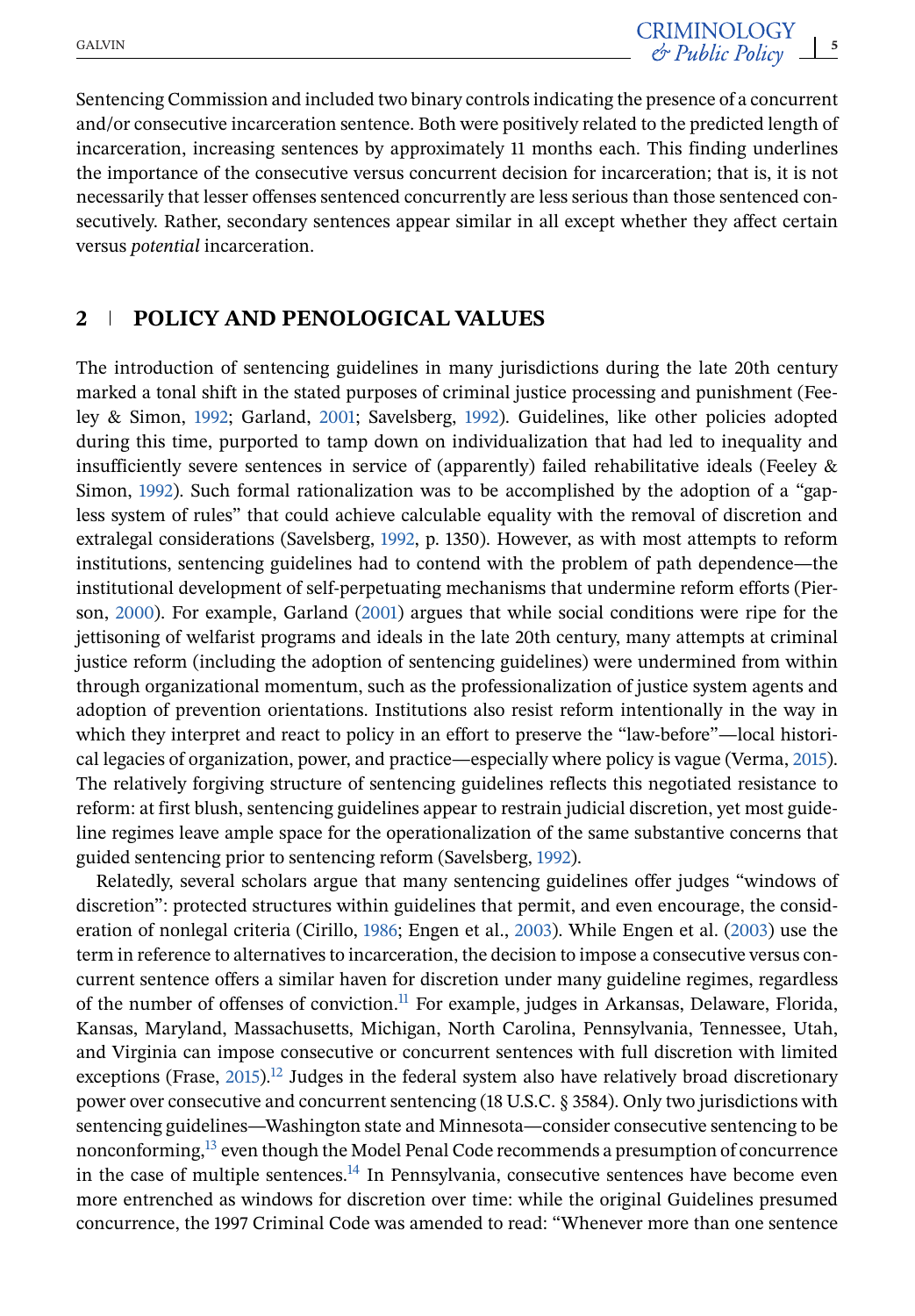Sentencing Commission and included two binary controls indicating the presence of a concurrent and/or consecutive incarceration sentence. Both were positively related to the predicted length of incarceration, increasing sentences by approximately 11 months each. This finding underlines the importance of the consecutive versus concurrent decision for incarceration; that is, it is not necessarily that lesser offenses sentenced concurrently are less serious than those sentenced consecutively. Rather, secondary sentences appear similar in all except whether they affect certain versus *potential* incarceration.

## 2 | POLICY AND PENOLOGICAL VALUES

The introduction of sentencing guidelines in many jurisdictions during the late 20th century marked a tonal shift in the stated purposes of criminal justice processing and punishment (Feeley & Simon, 1992; Garland, 2001; Savelsberg, 1992). Guidelines, like other policies adopted during this time, purported to tamp down on individualization that had led to inequality and insufficiently severe sentences in service of (apparently) failed rehabilitative ideals (Feeley & Simon, 1992). Such formal rationalization was to be accomplished by the adoption of a "gapless system of rules" that could achieve calculable equality with the removal of discretion and extralegal considerations (Savelsberg, 1992, p. 1350). However, as with most attempts to reform institutions, sentencing guidelines had to contend with the problem of path dependence—the institutional development of self-perpetuating mechanisms that undermine reform efforts (Pierson, 2000). For example, Garland (2001) argues that while social conditions were ripe for the jettisoning of welfarist programs and ideals in the late 20th century, many attempts at criminal justice reform (including the adoption of sentencing guidelines) were undermined from within through organizational momentum, such as the professionalization of justice system agents and adoption of prevention orientations. Institutions also resist reform intentionally in the way in which they interpret and react to policy in an effort to preserve the "law-before"—local historical legacies of organization, power, and practice—especially where policy is vague (Verma, 2015). The relatively forgiving structure of sentencing guidelines reflects this negotiated resistance to reform: at first blush, sentencing guidelines appear to restrain judicial discretion, yet most guideline regimes leave ample space for the operationalization of the same substantive concerns that guided sentencing prior to sentencing reform (Savelsberg, 1992).

Relatedly, several scholars argue that many sentencing guidelines offer judges "windows of discretion": protected structures within guidelines that permit, and even encourage, the consideration of nonlegal criteria (Cirillo, 1986; Engen et al., 2003). While Engen et al. (2003) use the term in reference to alternatives to incarceration, the decision to impose a consecutive versus concurrent sentence offers a similar haven for discretion under many guideline regimes, regardless of the number of offenses of conviction.[11] For example, judges in Arkansas, Delaware, Florida, Kansas, Maryland, Massachusetts, Michigan, North Carolina, Pennsylvania, Tennessee, Utah, and Virginia can impose consecutive or concurrent sentences with full discretion with limited exceptions (Frase, 2015).[12] Judges in the federal system also have relatively broad discretionary power over consecutive and concurrent sentencing (18 U.S.C. § 3584). Only two jurisdictions with sentencing guidelines—Washington state and Minnesota—consider consecutive sentencing to be nonconforming,[13] even though the Model Penal Code recommends a presumption of concurrence in the case of multiple sentences.[14] In Pennsylvania, consecutive sentences have become even more entrenched as windows for discretion over time: while the original Guidelines presumed concurrence, the 1997 Criminal Code was amended to read: "Whenever more than one sentence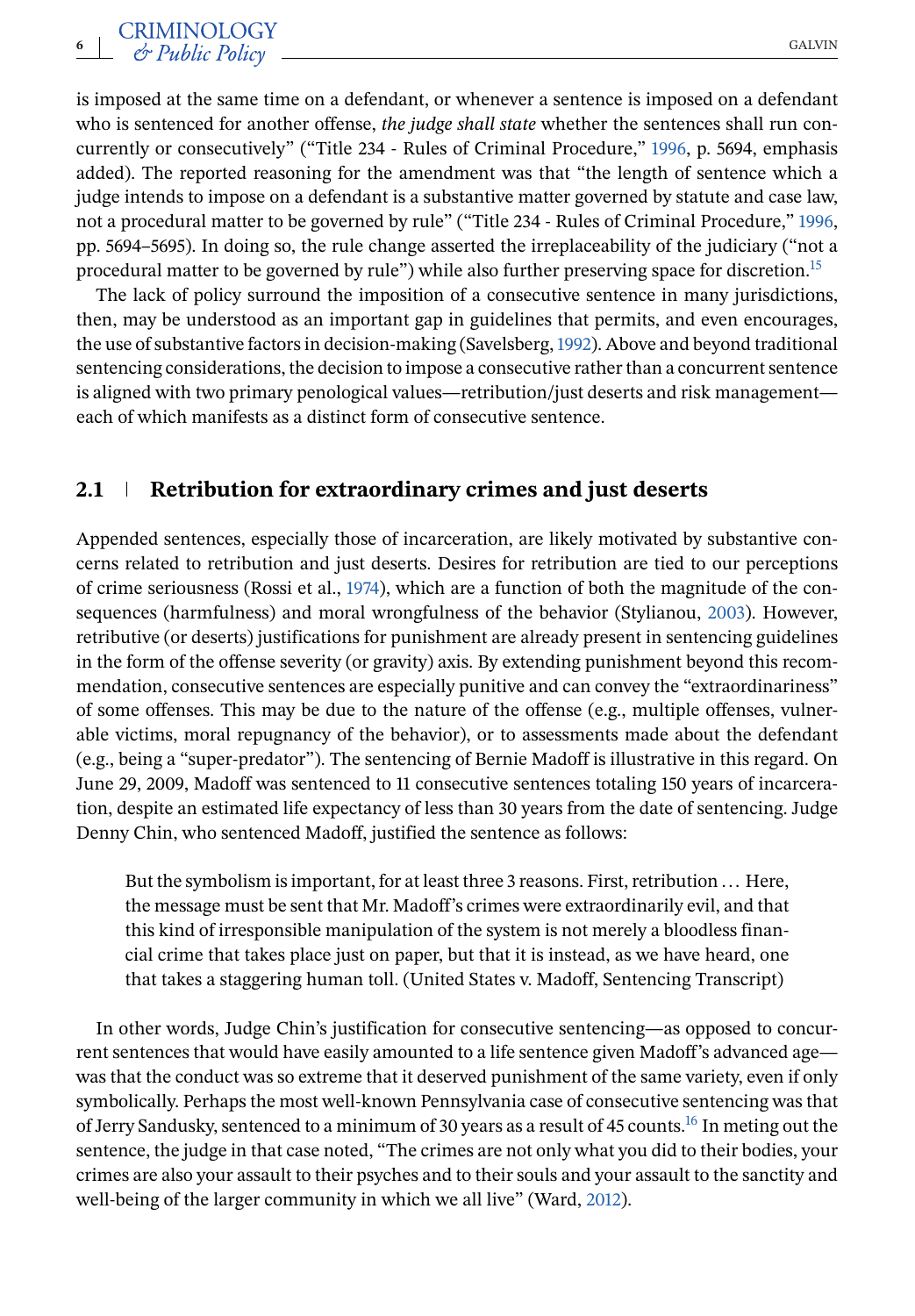is imposed at the same time on a defendant, or whenever a sentence is imposed on a defendant who is sentenced for another offense, *the judge shall state* whether the sentences shall run concurrently or consecutively" ("Title 234 - Rules of Criminal Procedure," 1996, p. 5694, emphasis added). The reported reasoning for the amendment was that "the length of sentence which a judge intends to impose on a defendant is a substantive matter governed by statute and case law, not a procedural matter to be governed by rule" ("Title 234 - Rules of Criminal Procedure," 1996, pp. 5694–5695). In doing so, the rule change asserted the irreplaceability of the judiciary ("not a procedural matter to be governed by rule") while also further preserving space for discretion.[15]

The lack of policy surround the imposition of a consecutive sentence in many jurisdictions, then, may be understood as an important gap in guidelines that permits, and even encourages, the use of substantive factors in decision-making (Savelsberg, 1992). Above and beyond traditional sentencing considerations, the decision to impose a consecutive rather than a concurrent sentence is aligned with two primary penological values—retribution/just deserts and risk management—each of which manifests as a distinct form of consecutive sentence.

## 2.1 | Retribution for extraordinary crimes and just deserts

Appended sentences, especially those of incarceration, are likely motivated by substantive concerns related to retribution and just deserts. Desires for retribution are tied to our perceptions of crime seriousness (Rossi et al., 1974), which are a function of both the magnitude of the consequences (harmfulness) and moral wrongfulness of the behavior (Stylianou, 2003). However, retributive (or deserts) justifications for punishment are already present in sentencing guidelines in the form of the offense severity (or gravity) axis. By extending punishment beyond this recommendation, consecutive sentences are especially punitive and can convey the "extraordinariness" of some offenses. This may be due to the nature of the offense (e.g., multiple offenses, vulnerable victims, moral repugnancy of the behavior), or to assessments made about the defendant (e.g., being a "super-predator"). The sentencing of Bernie Madoff is illustrative in this regard. On June 29, 2009, Madoff was sentenced to 11 consecutive sentences totaling 150 years of incarceration, despite an estimated life expectancy of less than 30 years from the date of sentencing. Judge Denny Chin, who sentenced Madoff, justified the sentence as follows:

> But the symbolism is important, for at least three 3 reasons. First, retribution … Here, the message must be sent that Mr. Madoff's crimes were extraordinarily evil, and that this kind of irresponsible manipulation of the system is not merely a bloodless financial crime that takes place just on paper, but that it is instead, as we have heard, one that takes a staggering human toll. (United States v. Madoff, Sentencing Transcript)

In other words, Judge Chin's justification for consecutive sentencing—as opposed to concurrent sentences that would have easily amounted to a life sentence given Madoff's advanced age—was that the conduct was so extreme that it deserved punishment of the same variety, even if only symbolically. Perhaps the most well-known Pennsylvania case of consecutive sentencing was that of Jerry Sandusky, sentenced to a minimum of 30 years as a result of 45 counts.[16] In meting out the sentence, the judge in that case noted, "The crimes are not only what you did to their bodies, your crimes are also your assault to their psyches and to their souls and your assault to the sanctity and well-being of the larger community in which we all live" (Ward, 2012).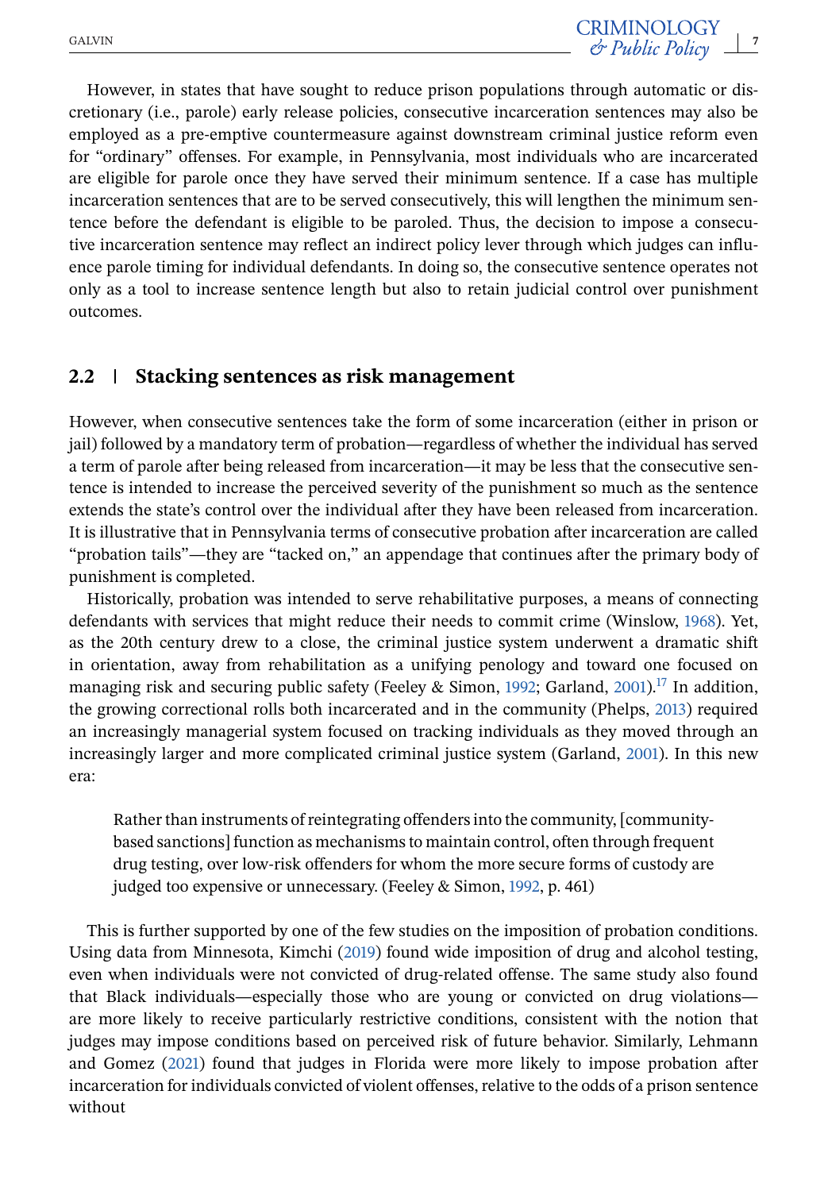However, in states that have sought to reduce prison populations through automatic or discretionary (i.e., parole) early release policies, consecutive incarceration sentences may also be employed as a pre-emptive countermeasure against downstream criminal justice reform even for "ordinary" offenses. For example, in Pennsylvania, most individuals who are incarcerated are eligible for parole once they have served their minimum sentence. If a case has multiple incarceration sentences that are to be served consecutively, this will lengthen the minimum sentence before the defendant is eligible to be paroled. Thus, the decision to impose a consecutive incarceration sentence may reflect an indirect policy lever through which judges can influence parole timing for individual defendants. In doing so, the consecutive sentence operates not only as a tool to increase sentence length but also to retain judicial control over punishment outcomes.

## 2.2 | Stacking sentences as risk management

However, when consecutive sentences take the form of some incarceration (either in prison or jail) followed by a mandatory term of probation—regardless of whether the individual has served a term of parole after being released from incarceration—it may be less that the consecutive sentence is intended to increase the perceived severity of the punishment so much as the sentence extends the state's control over the individual after they have been released from incarceration. It is illustrative that in Pennsylvania terms of consecutive probation after incarceration are called "probation tails"—they are "tacked on," an appendage that continues after the primary body of punishment is completed.

Historically, probation was intended to serve rehabilitative purposes, a means of connecting defendants with services that might reduce their needs to commit crime (Winslow, 1968). Yet, as the 20th century drew to a close, the criminal justice system underwent a dramatic shift in orientation, away from rehabilitation as a unifying penology and toward one focused on managing risk and securing public safety (Feeley & Simon, 1992; Garland, 2001).[17] In addition, the growing correctional rolls both incarcerated and in the community (Phelps, 2013) required an increasingly managerial system focused on tracking individuals as they moved through an increasingly larger and more complicated criminal justice system (Garland, 2001). In this new era:

> Rather than instruments of reintegrating offenders into the community, [community-based sanctions] function as mechanisms to maintain control, often through frequent drug testing, over low-risk offenders for whom the more secure forms of custody are judged too expensive or unnecessary. (Feeley & Simon, 1992, p. 461)

This is further supported by one of the few studies on the imposition of probation conditions. Using data from Minnesota, Kimchi (2019) found wide imposition of drug and alcohol testing, even when individuals were not convicted of drug-related offense. The same study also found that Black individuals—especially those who are young or convicted on drug violations—are more likely to receive particularly restrictive conditions, consistent with the notion that judges may impose conditions based on perceived risk of future behavior. Similarly, Lehmann and Gomez (2021) found that judges in Florida were more likely to impose probation after incarceration for individuals convicted of violent offenses, relative to the odds of a prison sentence without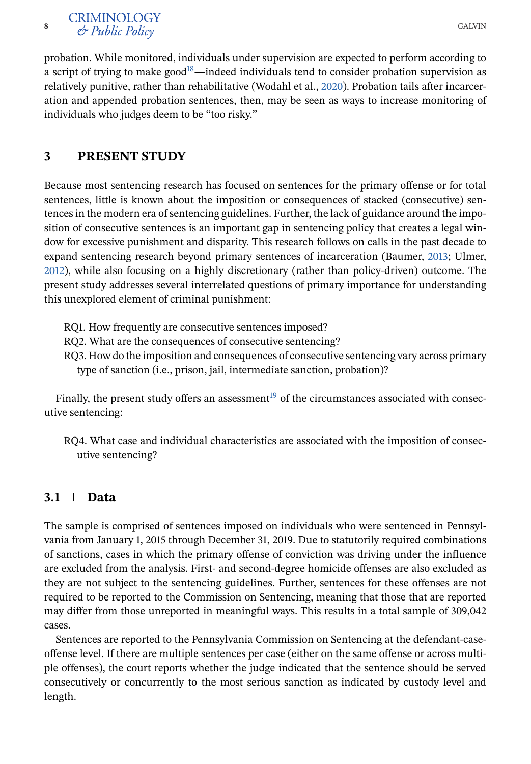probation. While monitored, individuals under supervision are expected to perform according to a script of trying to make good[18]—indeed individuals tend to consider probation supervision as relatively punitive, rather than rehabilitative (Wodahl et al., 2020). Probation tails after incarceration and appended probation sentences, then, may be seen as ways to increase monitoring of individuals who judges deem to be "too risky."

## 3 | PRESENT STUDY

Because most sentencing research has focused on sentences for the primary offense or for total sentences, little is known about the imposition or consequences of stacked (consecutive) sentences in the modern era of sentencing guidelines. Further, the lack of guidance around the imposition of consecutive sentences is an important gap in sentencing policy that creates a legal window for excessive punishment and disparity. This research follows on calls in the past decade to expand sentencing research beyond primary sentences of incarceration (Baumer, 2013; Ulmer, 2012), while also focusing on a highly discretionary (rather than policy-driven) outcome. The present study addresses several interrelated questions of primary importance for understanding this unexplored element of criminal punishment:

RQ1. How frequently are consecutive sentences imposed?
RQ2. What are the consequences of consecutive sentencing?
RQ3. How do the imposition and consequences of consecutive sentencing vary across primary type of sanction (i.e., prison, jail, intermediate sanction, probation)?

Finally, the present study offers an assessment[19] of the circumstances associated with consecutive sentencing:

RQ4. What case and individual characteristics are associated with the imposition of consecutive sentencing?

### 3.1 | Data

The sample is comprised of sentences imposed on individuals who were sentenced in Pennsylvania from January 1, 2015 through December 31, 2019. Due to statutorily required combinations of sanctions, cases in which the primary offense of conviction was driving under the influence are excluded from the analysis. First- and second-degree homicide offenses are also excluded as they are not subject to the sentencing guidelines. Further, sentences for these offenses are not required to be reported to the Commission on Sentencing, meaning that those that are reported may differ from those unreported in meaningful ways. This results in a total sample of 309,042 cases.

Sentences are reported to the Pennsylvania Commission on Sentencing at the defendant-case-offense level. If there are multiple sentences per case (either on the same offense or across multiple offenses), the court reports whether the judge indicated that the sentence should be served consecutively or concurrently to the most serious sanction as indicated by custody level and length.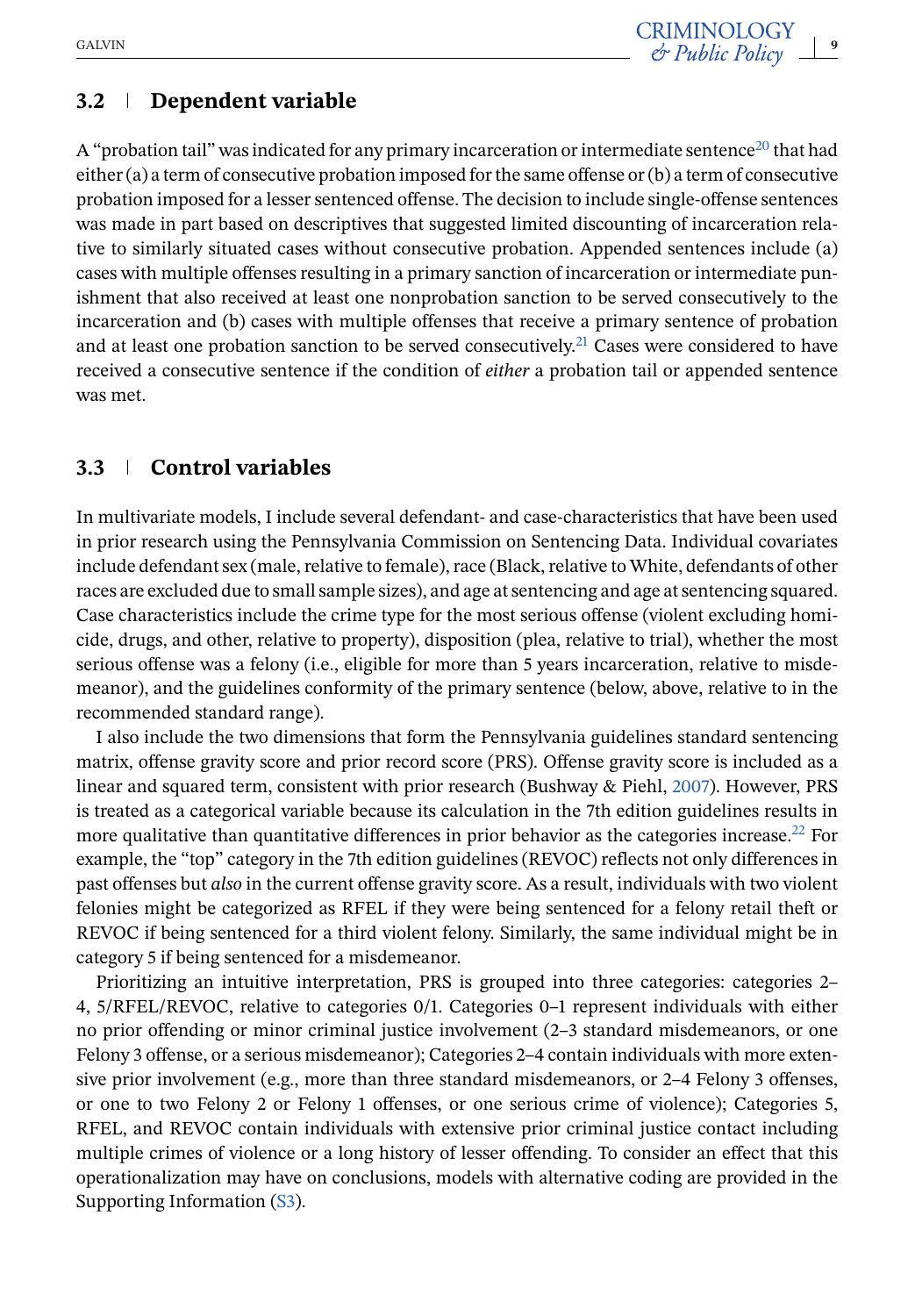## 3.2 | Dependent variable

A "probation tail" was indicated for any primary incarceration or intermediate sentence[20] that had either (a) a term of consecutive probation imposed for the same offense or (b) a term of consecutive probation imposed for a lesser sentenced offense. The decision to include single-offense sentences was made in part based on descriptives that suggested limited discounting of incarceration relative to similarly situated cases without consecutive probation. Appended sentences include (a) cases with multiple offenses resulting in a primary sanction of incarceration or intermediate punishment that also received at least one nonprobation sanction to be served consecutively to the incarceration and (b) cases with multiple offenses that receive a primary sentence of probation and at least one probation sanction to be served consecutively.[21] Cases were considered to have received a consecutive sentence if the condition of *either* a probation tail or appended sentence was met.

## 3.3 | Control variables

In multivariate models, I include several defendant- and case-characteristics that have been used in prior research using the Pennsylvania Commission on Sentencing Data. Individual covariates include defendant sex (male, relative to female), race (Black, relative to White, defendants of other races are excluded due to small sample sizes), and age at sentencing and age at sentencing squared. Case characteristics include the crime type for the most serious offense (violent excluding homicide, drugs, and other, relative to property), disposition (plea, relative to trial), whether the most serious offense was a felony (i.e., eligible for more than 5 years incarceration, relative to misdemeanor), and the guidelines conformity of the primary sentence (below, above, relative to in the recommended standard range).

I also include the two dimensions that form the Pennsylvania guidelines standard sentencing matrix, offense gravity score and prior record score (PRS). Offense gravity score is included as a linear and squared term, consistent with prior research (Bushway & Piehl, 2007). However, PRS is treated as a categorical variable because its calculation in the 7th edition guidelines results in more qualitative than quantitative differences in prior behavior as the categories increase.[22] For example, the "top" category in the 7th edition guidelines (REVOC) reflects not only differences in past offenses but *also* in the current offense gravity score. As a result, individuals with two violent felonies might be categorized as RFEL if they were being sentenced for a felony retail theft or REVOC if being sentenced for a third violent felony. Similarly, the same individual might be in category 5 if being sentenced for a misdemeanor.

Prioritizing an intuitive interpretation, PRS is grouped into three categories: categories 2–4, 5/RFEL/REVOC, relative to categories 0/1. Categories 0–1 represent individuals with either no prior offending or minor criminal justice involvement (2–3 standard misdemeanors, or one Felony 3 offense, or a serious misdemeanor); Categories 2–4 contain individuals with more extensive prior involvement (e.g., more than three standard misdemeanors, or 2–4 Felony 3 offenses, or one to two Felony 2 or Felony 1 offenses, or one serious crime of violence); Categories 5, RFEL, and REVOC contain individuals with extensive prior criminal justice contact including multiple crimes of violence or a long history of lesser offending. To consider an effect that this operationalization may have on conclusions, models with alternative coding are provided in the Supporting Information (S3).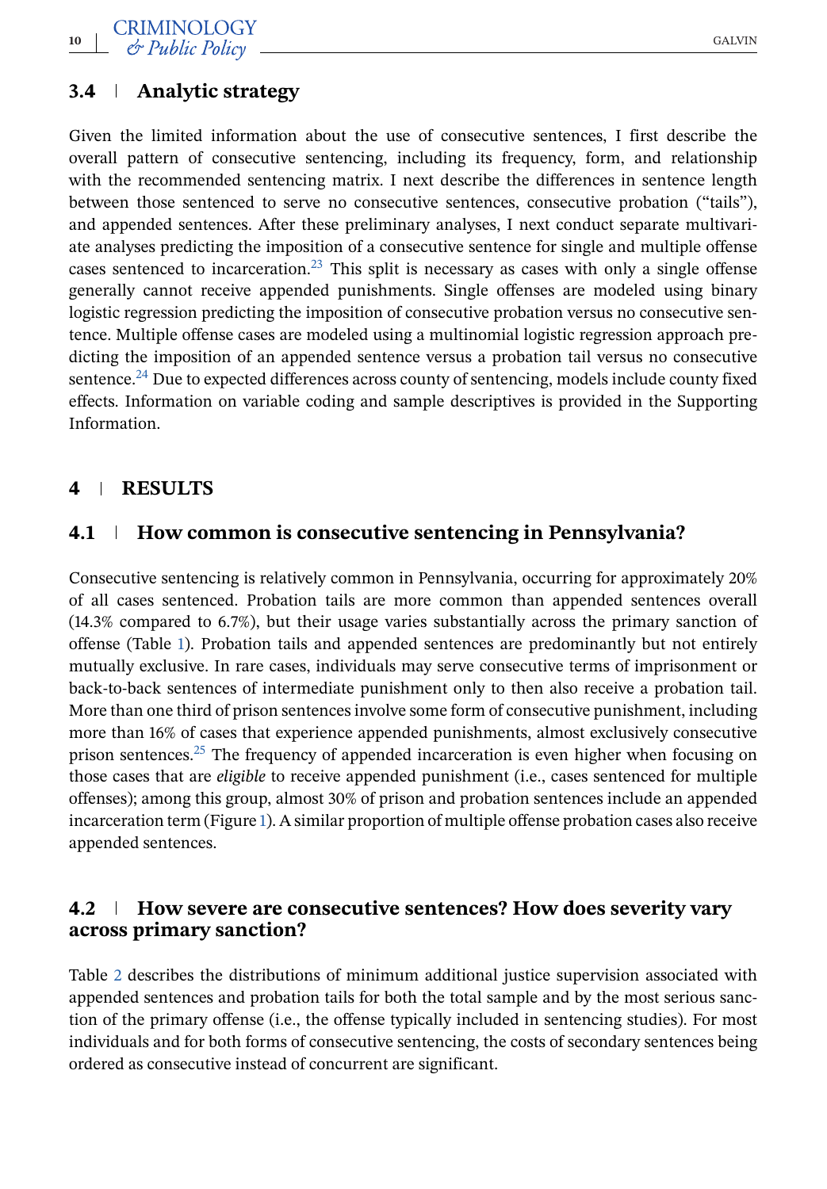## 3.4 Analytic strategy

Given the limited information about the use of consecutive sentences, I first describe the overall pattern of consecutive sentencing, including its frequency, form, and relationship with the recommended sentencing matrix. I next describe the differences in sentence length between those sentenced to serve no consecutive sentences, consecutive probation ("tails"), and appended sentences. After these preliminary analyses, I next conduct separate multivariate analyses predicting the imposition of a consecutive sentence for single and multiple offense cases sentenced to incarceration.[23] This split is necessary as cases with only a single offense generally cannot receive appended punishments. Single offenses are modeled using binary logistic regression predicting the imposition of consecutive probation versus no consecutive sentence. Multiple offense cases are modeled using a multinomial logistic regression approach predicting the imposition of an appended sentence versus a probation tail versus no consecutive sentence.[24] Due to expected differences across county of sentencing, models include county fixed effects. Information on variable coding and sample descriptives is provided in the Supporting Information.

# 4 RESULTS

## 4.1 How common is consecutive sentencing in Pennsylvania?

Consecutive sentencing is relatively common in Pennsylvania, occurring for approximately 20% of all cases sentenced. Probation tails are more common than appended sentences overall (14.3% compared to 6.7%), but their usage varies substantially across the primary sanction of offense (Table 1). Probation tails and appended sentences are predominantly but not entirely mutually exclusive. In rare cases, individuals may serve consecutive terms of imprisonment or back-to-back sentences of intermediate punishment only to then also receive a probation tail. More than one third of prison sentences involve some form of consecutive punishment, including more than 16% of cases that experience appended punishments, almost exclusively consecutive prison sentences.[25] The frequency of appended incarceration is even higher when focusing on those cases that are *eligible* to receive appended punishment (i.e., cases sentenced for multiple offenses); among this group, almost 30% of prison and probation sentences include an appended incarceration term (Figure 1). A similar proportion of multiple offense probation cases also receive appended sentences.

## 4.2 How severe are consecutive sentences? How does severity vary across primary sanction?

Table 2 describes the distributions of minimum additional justice supervision associated with appended sentences and probation tails for both the total sample and by the most serious sanction of the primary offense (i.e., the offense typically included in sentencing studies). For most individuals and for both forms of consecutive sentencing, the costs of secondary sentences being ordered as consecutive instead of concurrent are significant.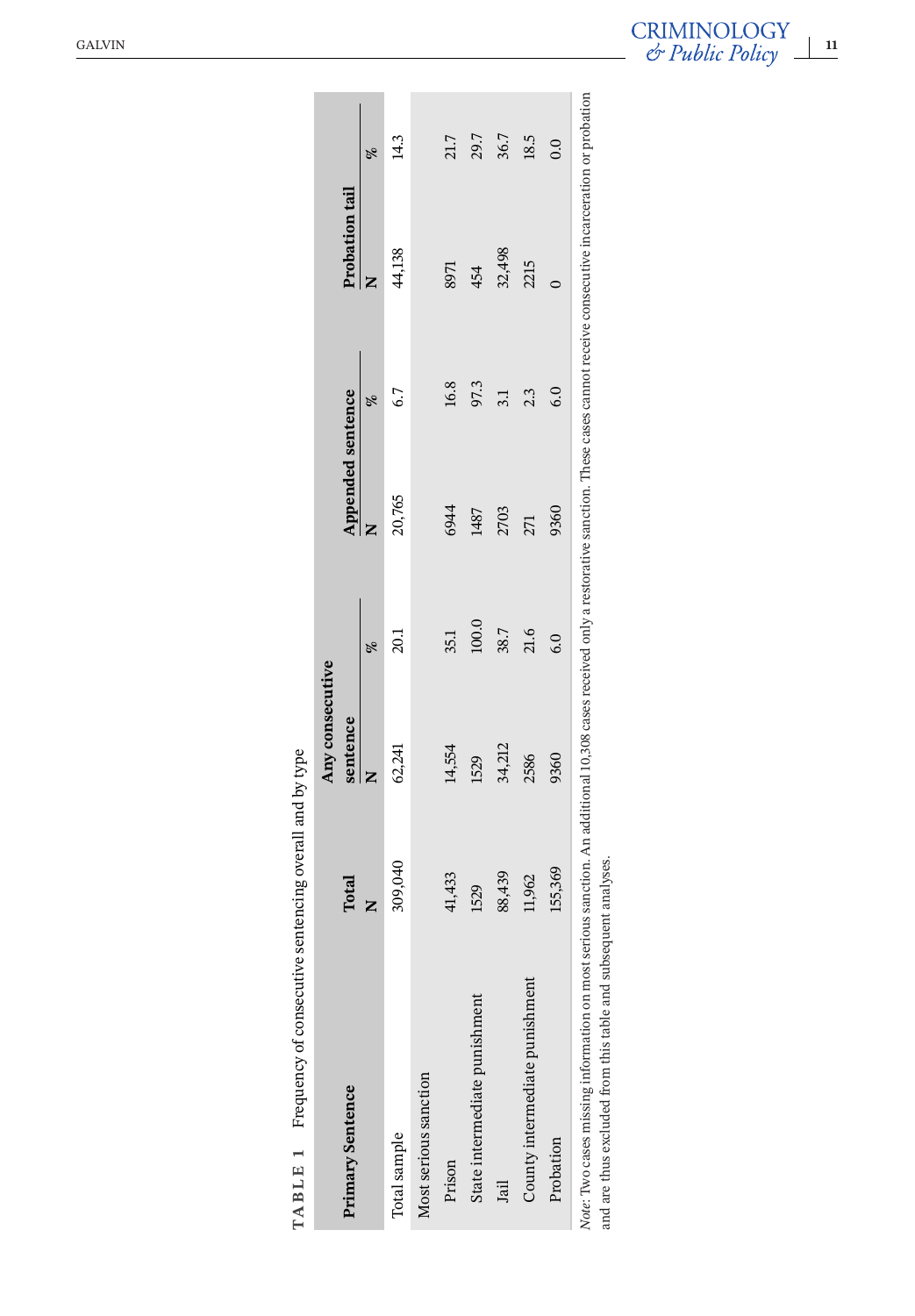**TABLE 1** Frequency of consecutive sentencing overall and by type

| Primary Sentence | Total | Any consecutive sentence | | Appended sentence | | Probation tail | |
|---|---|---|---|---|---|---|---|
| | N | N | % | N | % | N | % |
| Total sample | 309,040 | 62,241 | 20.1 | 20,765 | 6.7 | 44,138 | 14.3 |
| Most serious sanction | | | | | | | |
| Prison | 41,433 | 14,554 | 35.1 | 6944 | 16.8 | 8971 | 21.7 |
| State intermediate punishment | 1529 | 1529 | 100.0 | 1487 | 97.3 | 454 | 29.7 |
| Jail | 88,439 | 34,212 | 38.7 | 2703 | 3.1 | 32,498 | 36.7 |
| County intermediate punishment | 11,962 | 2586 | 21.6 | 271 | 2.3 | 2215 | 18.5 |
| Probation | 155,369 | 9360 | 6.0 | 9360 | 6.0 | 0 | 0.0 |

*Note*: Two cases missing information on most serious sanction. An additional 10,308 cases received only a restorative sanction. These cases cannot receive consecutive incarceration or probation and are thus excluded from this table and subsequent analyses.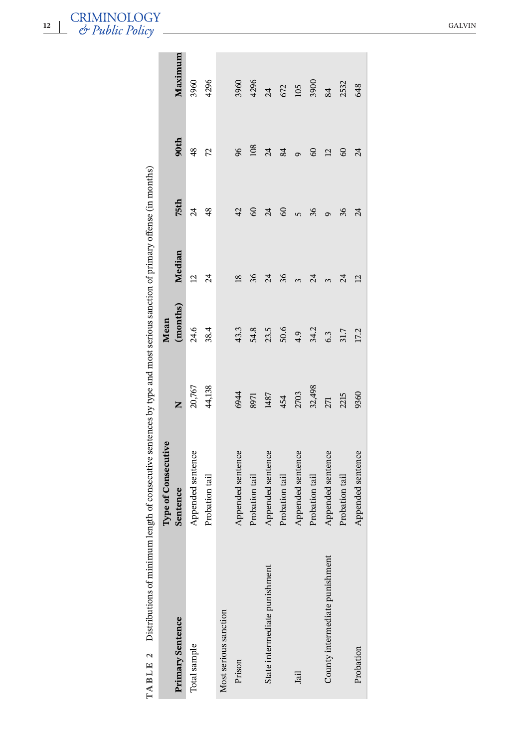**TABLE 2** Distributions of minimum length of consecutive sentences by type and most serious sanction of primary offense (in months)

| Primary Sentence | Type of Consecutive Sentence | N | Mean (months) | Median | 75th | 90th | Maximum |
|---|---|---|---|---|---|---|---|
| Total sample | Appended sentence | 20,767 | 24.6 | 12 | 24 | 48 | 3960 |
| | Probation tail | 44,138 | 38.4 | 24 | 48 | 72 | 4296 |
| Most serious sanction | | | | | | | |
| Prison | Appended sentence | 6944 | 43.3 | 18 | 42 | 96 | 3960 |
| | Probation tail | 8971 | 54.8 | 36 | 60 | 108 | 4296 |
| State intermediate punishment | Appended sentence | 1487 | 23.5 | 24 | 24 | 24 | 24 |
| | Probation tail | 454 | 50.6 | 36 | 60 | 84 | 672 |
| Jail | Appended sentence | 2703 | 4.9 | 3 | 5 | 9 | 105 |
| | Probation tail | 32,498 | 34.2 | 24 | 36 | 60 | 3900 |
| County intermediate punishment | Appended sentence | 271 | 6.3 | 3 | 9 | 12 | 84 |
| | Probation tail | 2215 | 31.7 | 24 | 36 | 60 | 2532 |
| Probation | Appended sentence | 9360 | 17.2 | 12 | 24 | 24 | 648 |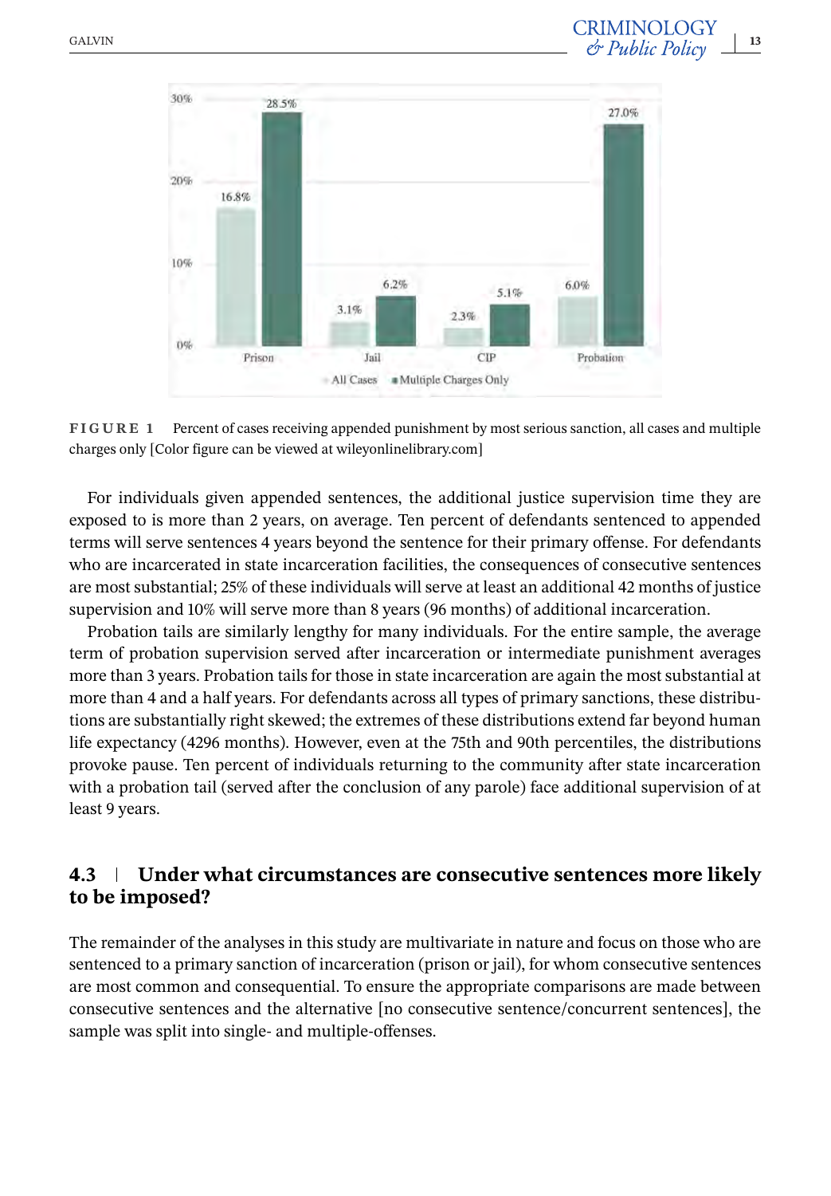FIGURE 1 Percent of cases receiving appended punishment by most serious sanction, all cases and multiple charges only [Color figure can be viewed at wileyonlinelibrary.com]

For individuals given appended sentences, the additional justice supervision time they are exposed to is more than 2 years, on average. Ten percent of defendants sentenced to appended terms will serve sentences 4 years beyond the sentence for their primary offense. For defendants who are incarcerated in state incarceration facilities, the consequences of consecutive sentences are most substantial; 25% of these individuals will serve at least an additional 42 months of justice supervision and 10% will serve more than 8 years (96 months) of additional incarceration.

Probation tails are similarly lengthy for many individuals. For the entire sample, the average term of probation supervision served after incarceration or intermediate punishment averages more than 3 years. Probation tails for those in state incarceration are again the most substantial at more than 4 and a half years. For defendants across all types of primary sanctions, these distributions are substantially right skewed; the extremes of these distributions extend far beyond human life expectancy (4296 months). However, even at the 75th and 90th percentiles, the distributions provoke pause. Ten percent of individuals returning to the community after state incarceration with a probation tail (served after the conclusion of any parole) face additional supervision of at least 9 years.

## 4.3 | Under what circumstances are consecutive sentences more likely to be imposed?

The remainder of the analyses in this study are multivariate in nature and focus on those who are sentenced to a primary sanction of incarceration (prison or jail), for whom consecutive sentences are most common and consequential. To ensure the appropriate comparisons are made between consecutive sentences and the alternative [no consecutive sentence/concurrent sentences], the sample was split into single- and multiple-offenses.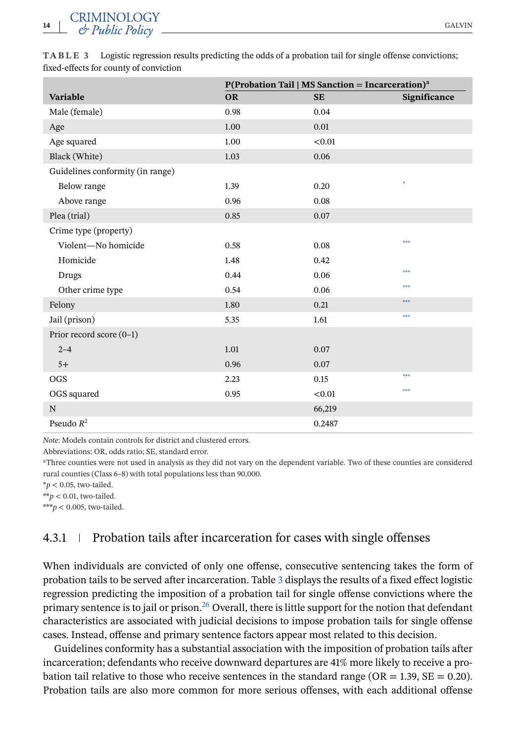**TABLE 3** Logistic regression results predicting the odds of a probation tail for single offense convictions; fixed-effects for county of conviction

| | P(Probation Tail \| MS Sanction = Incarceration)[a] | | |
|---|---|---|---|
| **Variable** | **OR** | **SE** | **Significance** |
| Male (female) | 0.98 | 0.04 | |
| Age | 1.00 | 0.01 | |
| Age squared | 1.00 | <0.01 | |
| Black (White) | 1.03 | 0.06 | |
| Guidelines conformity (in range) | | | |
| Below range | 1.39 | 0.20 | * |
| Above range | 0.96 | 0.08 | |
| Plea (trial) | 0.85 | 0.07 | |
| Crime type (property) | | | |
| Violent—No homicide | 0.58 | 0.08 | *** |
| Homicide | 1.48 | 0.42 | |
| Drugs | 0.44 | 0.06 | *** |
| Other crime type | 0.54 | 0.06 | *** |
| Felony | 1.80 | 0.21 | *** |
| Jail (prison) | 5.35 | 1.61 | *** |
| Prior record score (0–1) | | | |
| 2–4 | 1.01 | 0.07 | |
| 5+ | 0.96 | 0.07 | |
| OGS | 2.23 | 0.15 | *** |
| OGS squared | 0.95 | <0.01 | *** |
| N | | 66,219 | |
| Pseudo $R^2$ | | 0.2487 | |

*Note*: Models contain controls for district and clustered errors.

Abbreviations: OR, odds ratio; SE, standard error.

[a]Three counties were not used in analysis as they did not vary on the dependent variable. Two of these counties are considered rural counties (Class 6–8) with total populations less than 90,000.

*$p < 0.05$, two-tailed.

**$p < 0.01$, two-tailed.

***$p < 0.005$, two-tailed.

### 4.3.1 | Probation tails after incarceration for cases with single offenses

When individuals are convicted of only one offense, consecutive sentencing takes the form of probation tails to be served after incarceration. Table 3 displays the results of a fixed effect logistic regression predicting the imposition of a probation tail for single offense convictions where the primary sentence is to jail or prison.[26] Overall, there is little support for the notion that defendant characteristics are associated with judicial decisions to impose probation tails for single offense cases. Instead, offense and primary sentence factors appear most related to this decision.

Guidelines conformity has a substantial association with the imposition of probation tails after incarceration; defendants who receive downward departures are 41% more likely to receive a probation tail relative to those who receive sentences in the standard range (OR = 1.39, SE = 0.20). Probation tails are also more common for more serious offenses, with each additional offense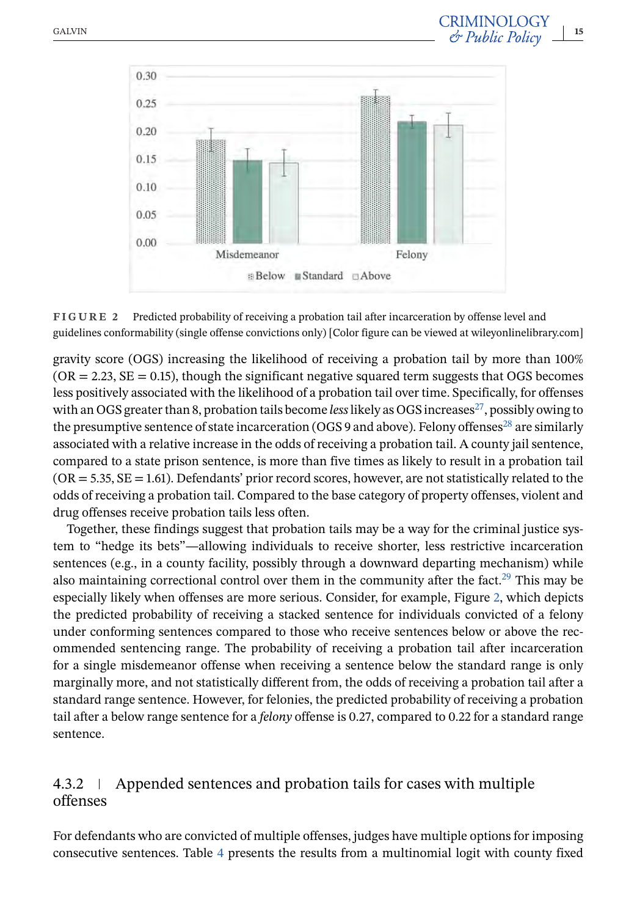**FIGURE 2** Predicted probability of receiving a probation tail after incarceration by offense level and guidelines conformability (single offense convictions only) [Color figure can be viewed at wileyonlinelibrary.com]

gravity score (OGS) increasing the likelihood of receiving a probation tail by more than 100% (OR = 2.23, SE = 0.15), though the significant negative squared term suggests that OGS becomes less positively associated with the likelihood of a probation tail over time. Specifically, for offenses with an OGS greater than 8, probation tails become *less* likely as OGS increases[27], possibly owing to the presumptive sentence of state incarceration (OGS 9 and above). Felony offenses[28] are similarly associated with a relative increase in the odds of receiving a probation tail. A county jail sentence, compared to a state prison sentence, is more than five times as likely to result in a probation tail (OR = 5.35, SE = 1.61). Defendants' prior record scores, however, are not statistically related to the odds of receiving a probation tail. Compared to the base category of property offenses, violent and drug offenses receive probation tails less often.

Together, these findings suggest that probation tails may be a way for the criminal justice system to "hedge its bets"—allowing individuals to receive shorter, less restrictive incarceration sentences (e.g., in a county facility, possibly through a downward departing mechanism) while also maintaining correctional control over them in the community after the fact.[29] This may be especially likely when offenses are more serious. Consider, for example, Figure 2, which depicts the predicted probability of receiving a stacked sentence for individuals convicted of a felony under conforming sentences compared to those who receive sentences below or above the recommended sentencing range. The probability of receiving a probation tail after incarceration for a single misdemeanor offense when receiving a sentence below the standard range is only marginally more, and not statistically different from, the odds of receiving a probation tail after a standard range sentence. However, for felonies, the predicted probability of receiving a probation tail after a below range sentence for a *felony* offense is 0.27, compared to 0.22 for a standard range sentence.

### 4.3.2 | Appended sentences and probation tails for cases with multiple offenses

For defendants who are convicted of multiple offenses, judges have multiple options for imposing consecutive sentences. Table 4 presents the results from a multinomial logit with county fixed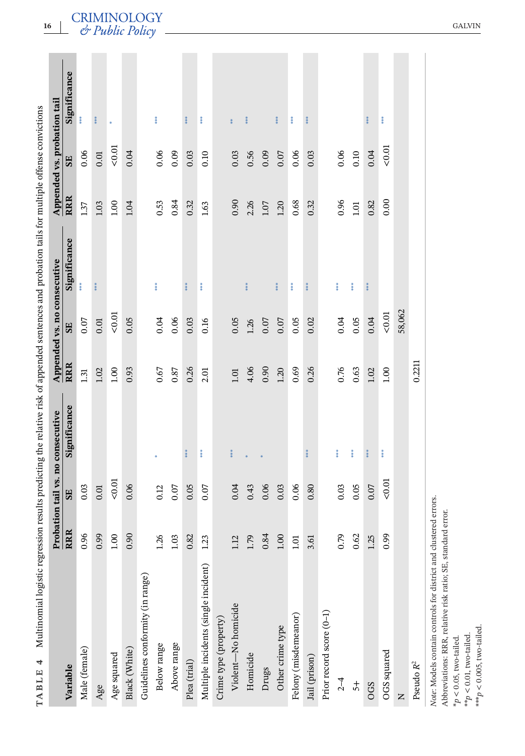**TABLE 4** Multinomial logistic regression results predicting the relative risk of appended sentences and probation tails for multiple offense convictions

| Variable | Probation tail vs. no consecutive | | | Appended vs. no consecutive | | | Appended vs. probation tail | | |
|---|---|---|---|---|---|---|---|---|---|
| | RRR | SE | Significance | RRR | SE | Significance | RRR | SE | Significance |
| Male (female) | 0.96 | 0.03 | | 1.31 | 0.07 | *** | 1.37 | 0.06 | *** |
| Age | 0.99 | 0.01 | | 1.02 | 0.01 | *** | 1.03 | 0.01 | *** |
| Age squared | 1.00 | <0.01 | | 1.00 | <0.01 | | 1.00 | <0.01 | * |
| Black (White) | 0.90 | 0.06 | | 0.93 | 0.05 | | 1.04 | 0.04 | |
| Guidelines conformity (in range) | | | | | | | | | |
| Below range | 1.26 | 0.12 | * | 0.67 | 0.04 | *** | 0.53 | 0.06 | *** |
| Above range | 1.03 | 0.07 | | 0.87 | 0.06 | | 0.84 | 0.09 | |
| Plea (trial) | 0.82 | 0.05 | *** | 0.26 | 0.03 | *** | 0.32 | 0.03 | *** |
| Multiple incidents (single incident) | 1.23 | 0.07 | *** | 2.01 | 0.16 | *** | 1.63 | 0.10 | *** |
| Crime type (property) | | | | | | | | | |
| Violent—No homicide | 1.12 | 0.04 | *** | 1.01 | 0.05 | | 0.90 | 0.03 | ** |
| Homicide | 1.79 | 0.43 | * | 4.06 | 1.26 | *** | 2.26 | 0.56 | *** |
| Drugs | 0.84 | 0.06 | * | 0.90 | 0.07 | | 1.07 | 0.09 | |
| Other crime type | 1.00 | 0.03 | | 1.20 | 0.07 | *** | 1.20 | 0.07 | *** |
| Felony (misdemeanor) | 1.01 | 0.06 | | 0.69 | 0.05 | *** | 0.68 | 0.06 | *** |
| Jail (prison) | 3.61 | 0.80 | *** | 0.26 | 0.02 | *** | 0.32 | 0.03 | *** |
| Prior record score (0–1) | | | | | | | | | |
| 2–4 | 0.79 | 0.03 | *** | 0.76 | 0.04 | *** | 0.96 | 0.06 | |
| 5+ | 0.62 | 0.05 | *** | 0.63 | 0.05 | *** | 1.01 | 0.10 | |
| OGS | 1.25 | 0.07 | *** | 1.02 | 0.04 | *** | 0.82 | 0.04 | *** |
| OGS squared | 0.99 | <0.01 | *** | 1.00 | <0.01 | | 0.00 | <0.01 | *** |
| N | | | | | 58,062 | | | | |
| Pseudo $R^2$ | | | | 0.2211 | | | | | |

*Note*: Models contain controls for district and clustered errors.

Abbreviations: RRR, relative risk ratio; SE, standard error.

$^{*}p < 0.05$, two-tailed.

$^{**}p < 0.01$, two-tailed.

$^{***}p < 0.005$, two-tailed.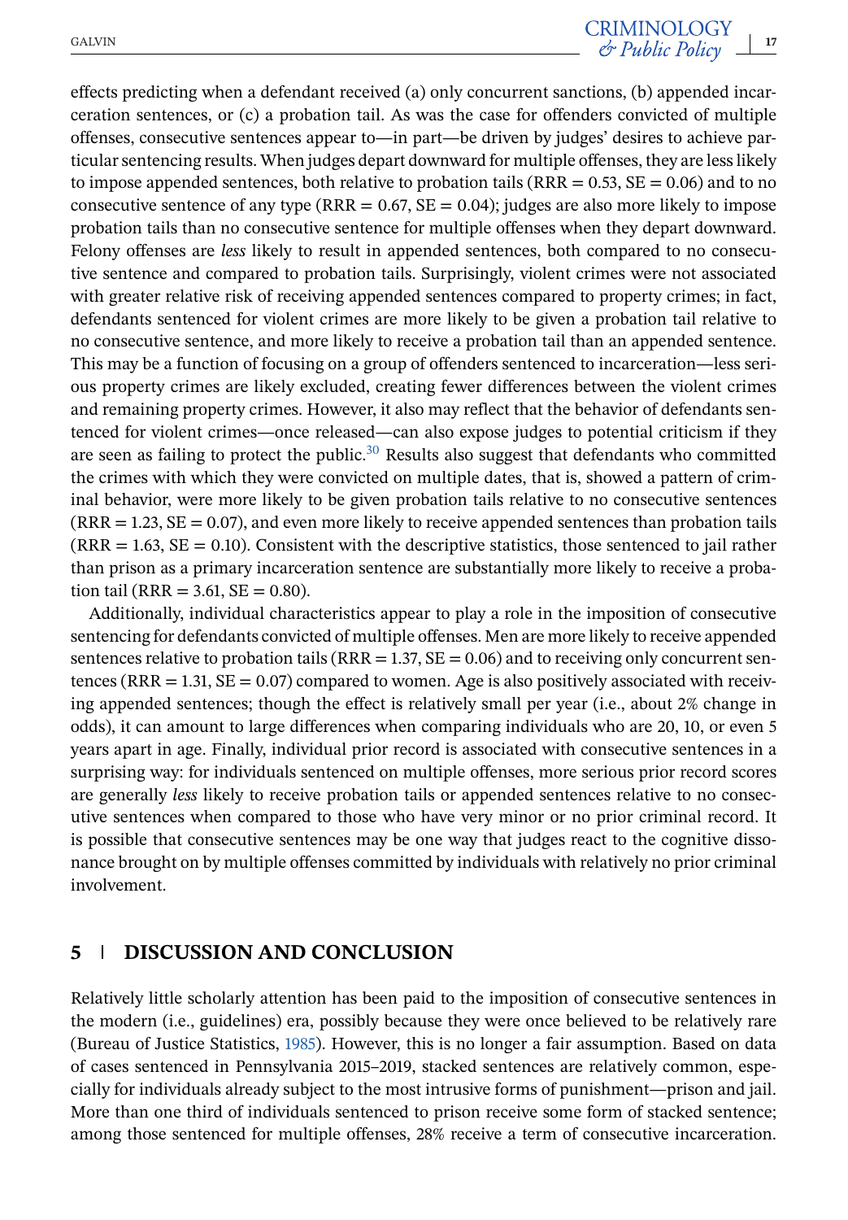effects predicting when a defendant received (a) only concurrent sanctions, (b) appended incarceration sentences, or (c) a probation tail. As was the case for offenders convicted of multiple offenses, consecutive sentences appear to—in part—be driven by judges' desires to achieve particular sentencing results. When judges depart downward for multiple offenses, they are less likely to impose appended sentences, both relative to probation tails (RRR = 0.53, SE = 0.06) and to no consecutive sentence of any type (RRR = 0.67, SE = 0.04); judges are also more likely to impose probation tails than no consecutive sentence for multiple offenses when they depart downward. Felony offenses are *less* likely to result in appended sentences, both compared to no consecutive sentence and compared to probation tails. Surprisingly, violent crimes were not associated with greater relative risk of receiving appended sentences compared to property crimes; in fact, defendants sentenced for violent crimes are more likely to be given a probation tail relative to no consecutive sentence, and more likely to receive a probation tail than an appended sentence. This may be a function of focusing on a group of offenders sentenced to incarceration—less serious property crimes are likely excluded, creating fewer differences between the violent crimes and remaining property crimes. However, it also may reflect that the behavior of defendants sentenced for violent crimes—once released—can also expose judges to potential criticism if they are seen as failing to protect the public.[30] Results also suggest that defendants who committed the crimes with which they were convicted on multiple dates, that is, showed a pattern of criminal behavior, were more likely to be given probation tails relative to no consecutive sentences (RRR = 1.23, SE = 0.07), and even more likely to receive appended sentences than probation tails (RRR = 1.63, SE = 0.10). Consistent with the descriptive statistics, those sentenced to jail rather than prison as a primary incarceration sentence are substantially more likely to receive a probation tail (RRR = 3.61, SE = 0.80).

Additionally, individual characteristics appear to play a role in the imposition of consecutive sentencing for defendants convicted of multiple offenses. Men are more likely to receive appended sentences relative to probation tails (RRR = 1.37, SE = 0.06) and to receiving only concurrent sentences (RRR = 1.31, SE = 0.07) compared to women. Age is also positively associated with receiving appended sentences; though the effect is relatively small per year (i.e., about 2% change in odds), it can amount to large differences when comparing individuals who are 20, 10, or even 5 years apart in age. Finally, individual prior record is associated with consecutive sentences in a surprising way: for individuals sentenced on multiple offenses, more serious prior record scores are generally *less* likely to receive probation tails or appended sentences relative to no consecutive sentences when compared to those who have very minor or no prior criminal record. It is possible that consecutive sentences may be one way that judges react to the cognitive dissonance brought on by multiple offenses committed by individuals with relatively no prior criminal involvement.

## 5 | DISCUSSION AND CONCLUSION

Relatively little scholarly attention has been paid to the imposition of consecutive sentences in the modern (i.e., guidelines) era, possibly because they were once believed to be relatively rare (Bureau of Justice Statistics, 1985). However, this is no longer a fair assumption. Based on data of cases sentenced in Pennsylvania 2015–2019, stacked sentences are relatively common, especially for individuals already subject to the most intrusive forms of punishment—prison and jail. More than one third of individuals sentenced to prison receive some form of stacked sentence; among those sentenced for multiple offenses, 28% receive a term of consecutive incarceration.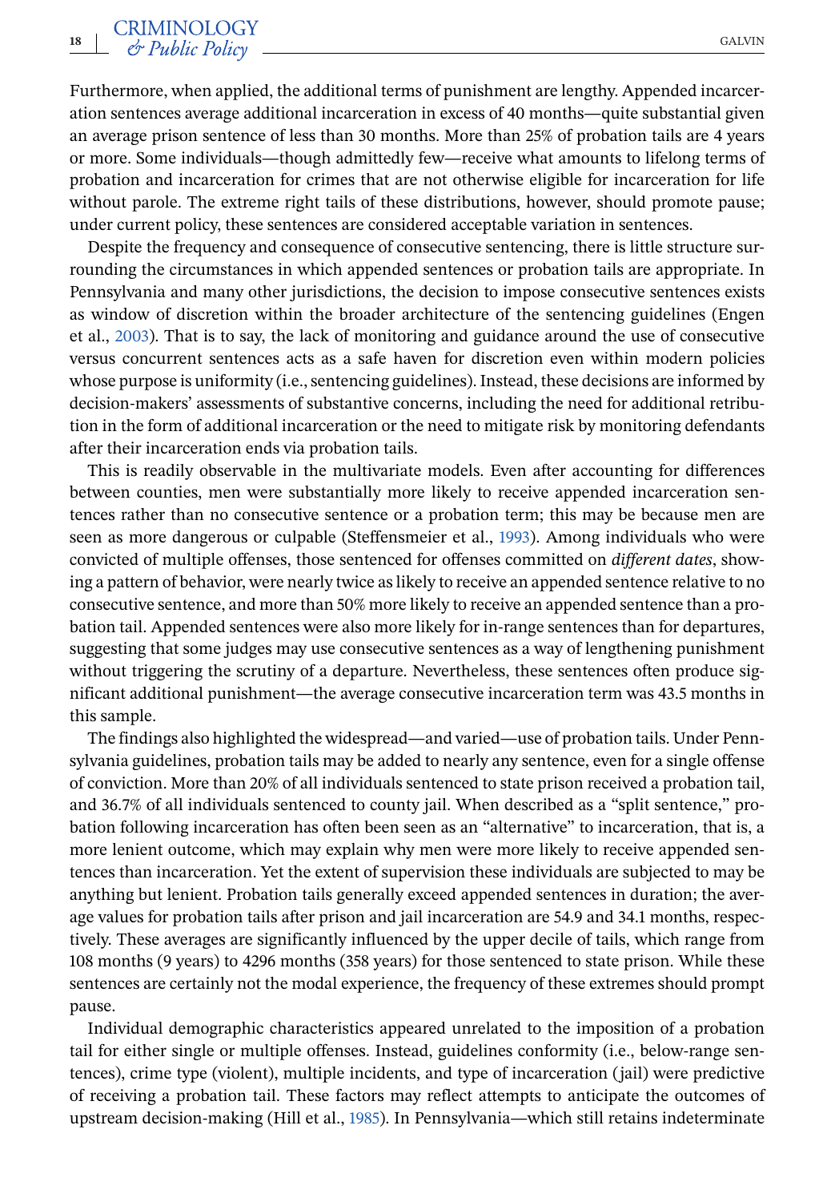Furthermore, when applied, the additional terms of punishment are lengthy. Appended incarceration sentences average additional incarceration in excess of 40 months—quite substantial given an average prison sentence of less than 30 months. More than 25% of probation tails are 4 years or more. Some individuals—though admittedly few—receive what amounts to lifelong terms of probation and incarceration for crimes that are not otherwise eligible for incarceration for life without parole. The extreme right tails of these distributions, however, should promote pause; under current policy, these sentences are considered acceptable variation in sentences.

Despite the frequency and consequence of consecutive sentencing, there is little structure surrounding the circumstances in which appended sentences or probation tails are appropriate. In Pennsylvania and many other jurisdictions, the decision to impose consecutive sentences exists as window of discretion within the broader architecture of the sentencing guidelines (Engen et al., 2003). That is to say, the lack of monitoring and guidance around the use of consecutive versus concurrent sentences acts as a safe haven for discretion even within modern policies whose purpose is uniformity (i.e., sentencing guidelines). Instead, these decisions are informed by decision-makers' assessments of substantive concerns, including the need for additional retribution in the form of additional incarceration or the need to mitigate risk by monitoring defendants after their incarceration ends via probation tails.

This is readily observable in the multivariate models. Even after accounting for differences between counties, men were substantially more likely to receive appended incarceration sentences rather than no consecutive sentence or a probation term; this may be because men are seen as more dangerous or culpable (Steffensmeier et al., 1993). Among individuals who were convicted of multiple offenses, those sentenced for offenses committed on *different dates*, showing a pattern of behavior, were nearly twice as likely to receive an appended sentence relative to no consecutive sentence, and more than 50% more likely to receive an appended sentence than a probation tail. Appended sentences were also more likely for in-range sentences than for departures, suggesting that some judges may use consecutive sentences as a way of lengthening punishment without triggering the scrutiny of a departure. Nevertheless, these sentences often produce significant additional punishment—the average consecutive incarceration term was 43.5 months in this sample.

The findings also highlighted the widespread—and varied—use of probation tails. Under Pennsylvania guidelines, probation tails may be added to nearly any sentence, even for a single offense of conviction. More than 20% of all individuals sentenced to state prison received a probation tail, and 36.7% of all individuals sentenced to county jail. When described as a "split sentence," probation following incarceration has often been seen as an "alternative" to incarceration, that is, a more lenient outcome, which may explain why men were more likely to receive appended sentences than incarceration. Yet the extent of supervision these individuals are subjected to may be anything but lenient. Probation tails generally exceed appended sentences in duration; the average values for probation tails after prison and jail incarceration are 54.9 and 34.1 months, respectively. These averages are significantly influenced by the upper decile of tails, which range from 108 months (9 years) to 4296 months (358 years) for those sentenced to state prison. While these sentences are certainly not the modal experience, the frequency of these extremes should prompt pause.

Individual demographic characteristics appeared unrelated to the imposition of a probation tail for either single or multiple offenses. Instead, guidelines conformity (i.e., below-range sentences), crime type (violent), multiple incidents, and type of incarceration (jail) were predictive of receiving a probation tail. These factors may reflect attempts to anticipate the outcomes of upstream decision-making (Hill et al., 1985). In Pennsylvania—which still retains indeterminate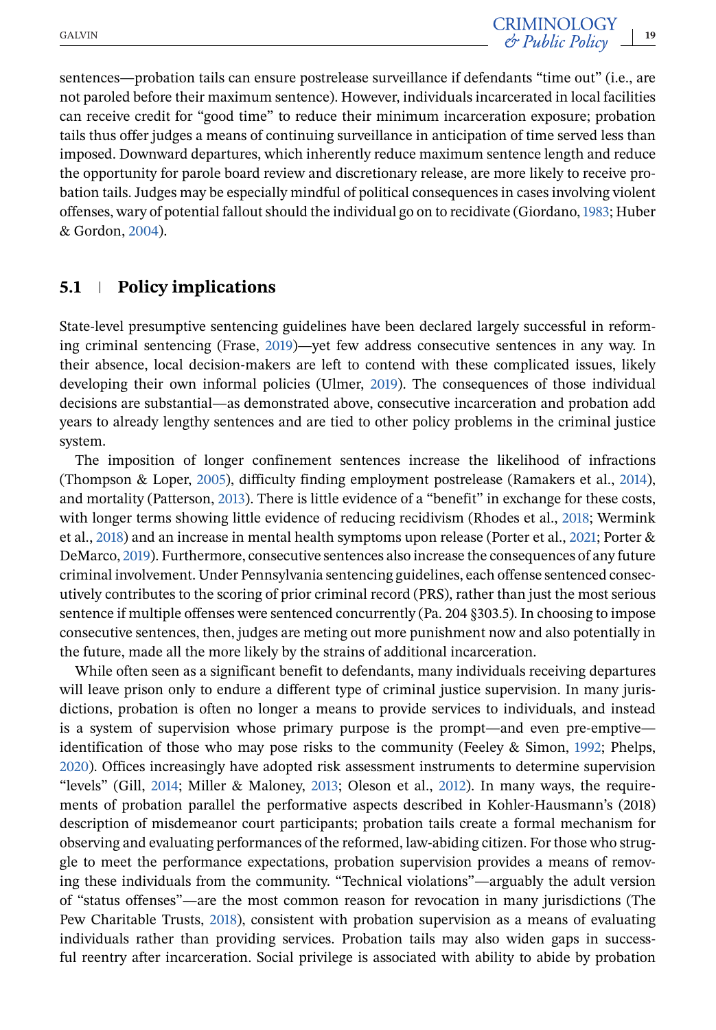sentences—probation tails can ensure postrelease surveillance if defendants "time out" (i.e., are not paroled before their maximum sentence). However, individuals incarcerated in local facilities can receive credit for "good time" to reduce their minimum incarceration exposure; probation tails thus offer judges a means of continuing surveillance in anticipation of time served less than imposed. Downward departures, which inherently reduce maximum sentence length and reduce the opportunity for parole board review and discretionary release, are more likely to receive probation tails. Judges may be especially mindful of political consequences in cases involving violent offenses, wary of potential fallout should the individual go on to recidivate (Giordano, 1983; Huber & Gordon, 2004).

## 5.1 | Policy implications

State-level presumptive sentencing guidelines have been declared largely successful in reforming criminal sentencing (Frase, 2019)—yet few address consecutive sentences in any way. In their absence, local decision-makers are left to contend with these complicated issues, likely developing their own informal policies (Ulmer, 2019). The consequences of those individual decisions are substantial—as demonstrated above, consecutive incarceration and probation add years to already lengthy sentences and are tied to other policy problems in the criminal justice system.

The imposition of longer confinement sentences increase the likelihood of infractions (Thompson & Loper, 2005), difficulty finding employment postrelease (Ramakers et al., 2014), and mortality (Patterson, 2013). There is little evidence of a "benefit" in exchange for these costs, with longer terms showing little evidence of reducing recidivism (Rhodes et al., 2018; Wermink et al., 2018) and an increase in mental health symptoms upon release (Porter et al., 2021; Porter & DeMarco, 2019). Furthermore, consecutive sentences also increase the consequences of any future criminal involvement. Under Pennsylvania sentencing guidelines, each offense sentenced consecutively contributes to the scoring of prior criminal record (PRS), rather than just the most serious sentence if multiple offenses were sentenced concurrently (Pa. 204 §303.5). In choosing to impose consecutive sentences, then, judges are meting out more punishment now and also potentially in the future, made all the more likely by the strains of additional incarceration.

While often seen as a significant benefit to defendants, many individuals receiving departures will leave prison only to endure a different type of criminal justice supervision. In many jurisdictions, probation is often no longer a means to provide services to individuals, and instead is a system of supervision whose primary purpose is the prompt—and even pre-emptive—identification of those who may pose risks to the community (Feeley & Simon, 1992; Phelps, 2020). Offices increasingly have adopted risk assessment instruments to determine supervision "levels" (Gill, 2014; Miller & Maloney, 2013; Oleson et al., 2012). In many ways, the requirements of probation parallel the performative aspects described in Kohler-Hausmann's (2018) description of misdemeanor court participants; probation tails create a formal mechanism for observing and evaluating performances of the reformed, law-abiding citizen. For those who struggle to meet the performance expectations, probation supervision provides a means of removing these individuals from the community. "Technical violations"—arguably the adult version of "status offenses"—are the most common reason for revocation in many jurisdictions (The Pew Charitable Trusts, 2018), consistent with probation supervision as a means of evaluating individuals rather than providing services. Probation tails may also widen gaps in successful reentry after incarceration. Social privilege is associated with ability to abide by probation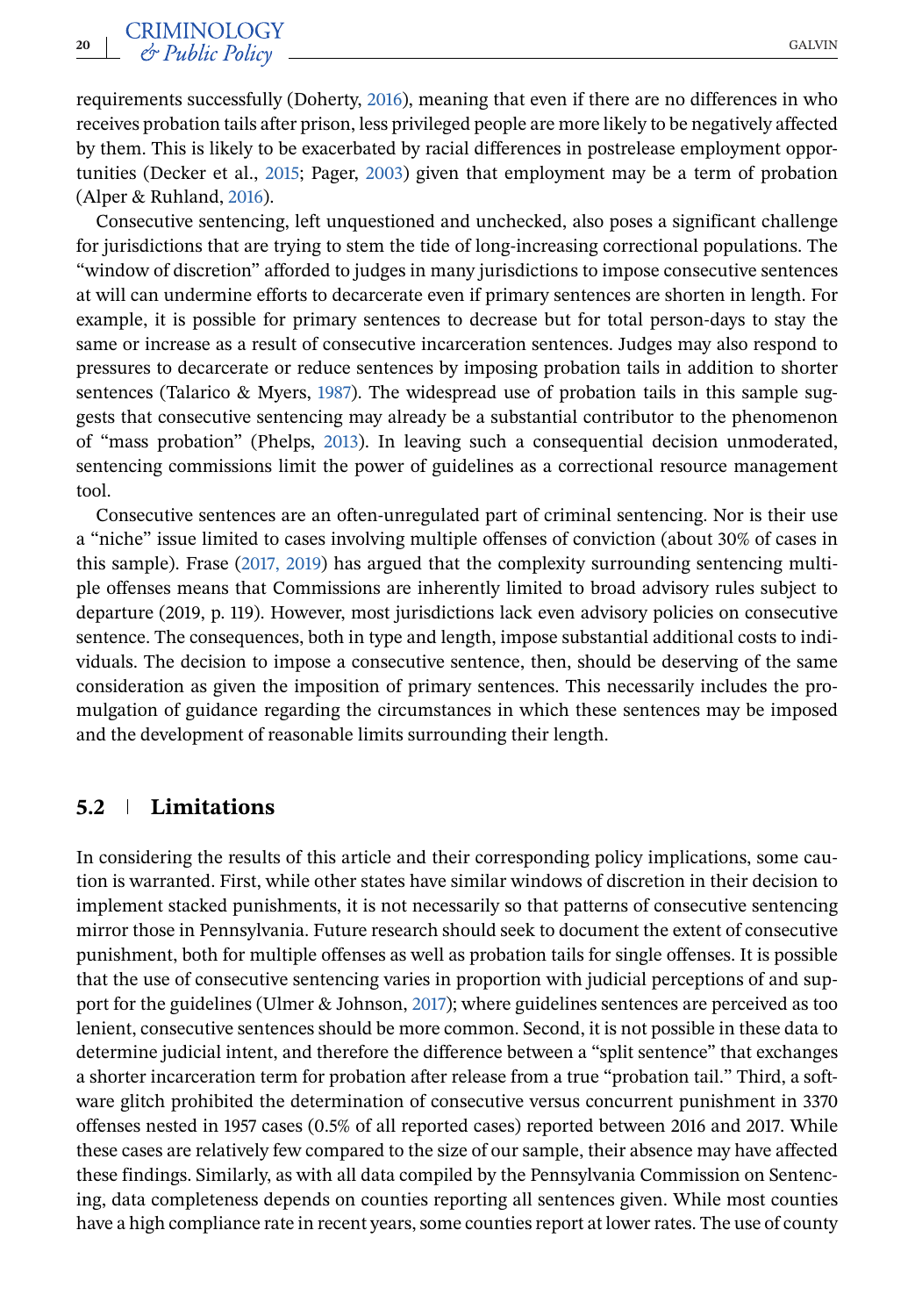requirements successfully (Doherty, 2016), meaning that even if there are no differences in who receives probation tails after prison, less privileged people are more likely to be negatively affected by them. This is likely to be exacerbated by racial differences in postrelease employment opportunities (Decker et al., 2015; Pager, 2003) given that employment may be a term of probation (Alper & Ruhland, 2016).

Consecutive sentencing, left unquestioned and unchecked, also poses a significant challenge for jurisdictions that are trying to stem the tide of long-increasing correctional populations. The "window of discretion" afforded to judges in many jurisdictions to impose consecutive sentences at will can undermine efforts to decarcerate even if primary sentences are shorten in length. For example, it is possible for primary sentences to decrease but for total person-days to stay the same or increase as a result of consecutive incarceration sentences. Judges may also respond to pressures to decarcerate or reduce sentences by imposing probation tails in addition to shorter sentences (Talarico & Myers, 1987). The widespread use of probation tails in this sample suggests that consecutive sentencing may already be a substantial contributor to the phenomenon of "mass probation" (Phelps, 2013). In leaving such a consequential decision unmoderated, sentencing commissions limit the power of guidelines as a correctional resource management tool.

Consecutive sentences are an often-unregulated part of criminal sentencing. Nor is their use a "niche" issue limited to cases involving multiple offenses of conviction (about 30% of cases in this sample). Frase (2017, 2019) has argued that the complexity surrounding sentencing multiple offenses means that Commissions are inherently limited to broad advisory rules subject to departure (2019, p. 119). However, most jurisdictions lack even advisory policies on consecutive sentence. The consequences, both in type and length, impose substantial additional costs to individuals. The decision to impose a consecutive sentence, then, should be deserving of the same consideration as given the imposition of primary sentences. This necessarily includes the promulgation of guidance regarding the circumstances in which these sentences may be imposed and the development of reasonable limits surrounding their length.

## 5.2 | Limitations

In considering the results of this article and their corresponding policy implications, some caution is warranted. First, while other states have similar windows of discretion in their decision to implement stacked punishments, it is not necessarily so that patterns of consecutive sentencing mirror those in Pennsylvania. Future research should seek to document the extent of consecutive punishment, both for multiple offenses as well as probation tails for single offenses. It is possible that the use of consecutive sentencing varies in proportion with judicial perceptions of and support for the guidelines (Ulmer & Johnson, 2017); where guidelines sentences are perceived as too lenient, consecutive sentences should be more common. Second, it is not possible in these data to determine judicial intent, and therefore the difference between a "split sentence" that exchanges a shorter incarceration term for probation after release from a true "probation tail." Third, a software glitch prohibited the determination of consecutive versus concurrent punishment in 3370 offenses nested in 1957 cases (0.5% of all reported cases) reported between 2016 and 2017. While these cases are relatively few compared to the size of our sample, their absence may have affected these findings. Similarly, as with all data compiled by the Pennsylvania Commission on Sentencing, data completeness depends on counties reporting all sentences given. While most counties have a high compliance rate in recent years, some counties report at lower rates. The use of county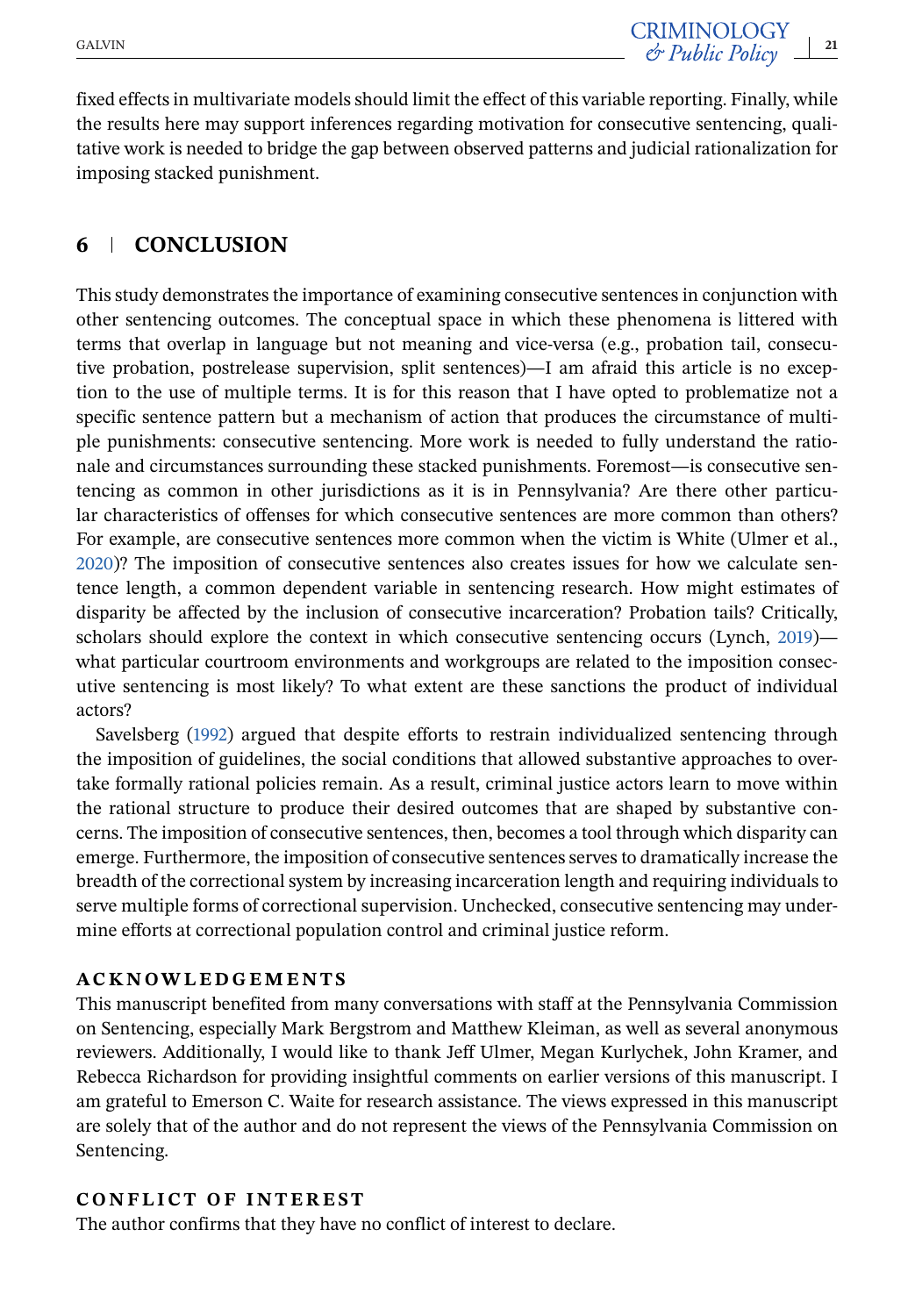fixed effects in multivariate models should limit the effect of this variable reporting. Finally, while the results here may support inferences regarding motivation for consecutive sentencing, qualitative work is needed to bridge the gap between observed patterns and judicial rationalization for imposing stacked punishment.

## 6 | CONCLUSION

This study demonstrates the importance of examining consecutive sentences in conjunction with other sentencing outcomes. The conceptual space in which these phenomena is littered with terms that overlap in language but not meaning and vice-versa (e.g., probation tail, consecutive probation, postrelease supervision, split sentences)—I am afraid this article is no exception to the use of multiple terms. It is for this reason that I have opted to problematize not a specific sentence pattern but a mechanism of action that produces the circumstance of multiple punishments: consecutive sentencing. More work is needed to fully understand the rationale and circumstances surrounding these stacked punishments. Foremost—is consecutive sentencing as common in other jurisdictions as it is in Pennsylvania? Are there other particular characteristics of offenses for which consecutive sentences are more common than others? For example, are consecutive sentences more common when the victim is White (Ulmer et al., 2020)? The imposition of consecutive sentences also creates issues for how we calculate sentence length, a common dependent variable in sentencing research. How might estimates of disparity be affected by the inclusion of consecutive incarceration? Probation tails? Critically, scholars should explore the context in which consecutive sentencing occurs (Lynch, 2019)—what particular courtroom environments and workgroups are related to the imposition consecutive sentencing is most likely? To what extent are these sanctions the product of individual actors?

Savelsberg (1992) argued that despite efforts to restrain individualized sentencing through the imposition of guidelines, the social conditions that allowed substantive approaches to overtake formally rational policies remain. As a result, criminal justice actors learn to move within the rational structure to produce their desired outcomes that are shaped by substantive concerns. The imposition of consecutive sentences, then, becomes a tool through which disparity can emerge. Furthermore, the imposition of consecutive sentences serves to dramatically increase the breadth of the correctional system by increasing incarceration length and requiring individuals to serve multiple forms of correctional supervision. Unchecked, consecutive sentencing may undermine efforts at correctional population control and criminal justice reform.

### ACKNOWLEDGEMENTS

This manuscript benefited from many conversations with staff at the Pennsylvania Commission on Sentencing, especially Mark Bergstrom and Matthew Kleiman, as well as several anonymous reviewers. Additionally, I would like to thank Jeff Ulmer, Megan Kurlychek, John Kramer, and Rebecca Richardson for providing insightful comments on earlier versions of this manuscript. I am grateful to Emerson C. Waite for research assistance. The views expressed in this manuscript are solely that of the author and do not represent the views of the Pennsylvania Commission on Sentencing.

### CONFLICT OF INTEREST

The author confirms that they have no conflict of interest to declare.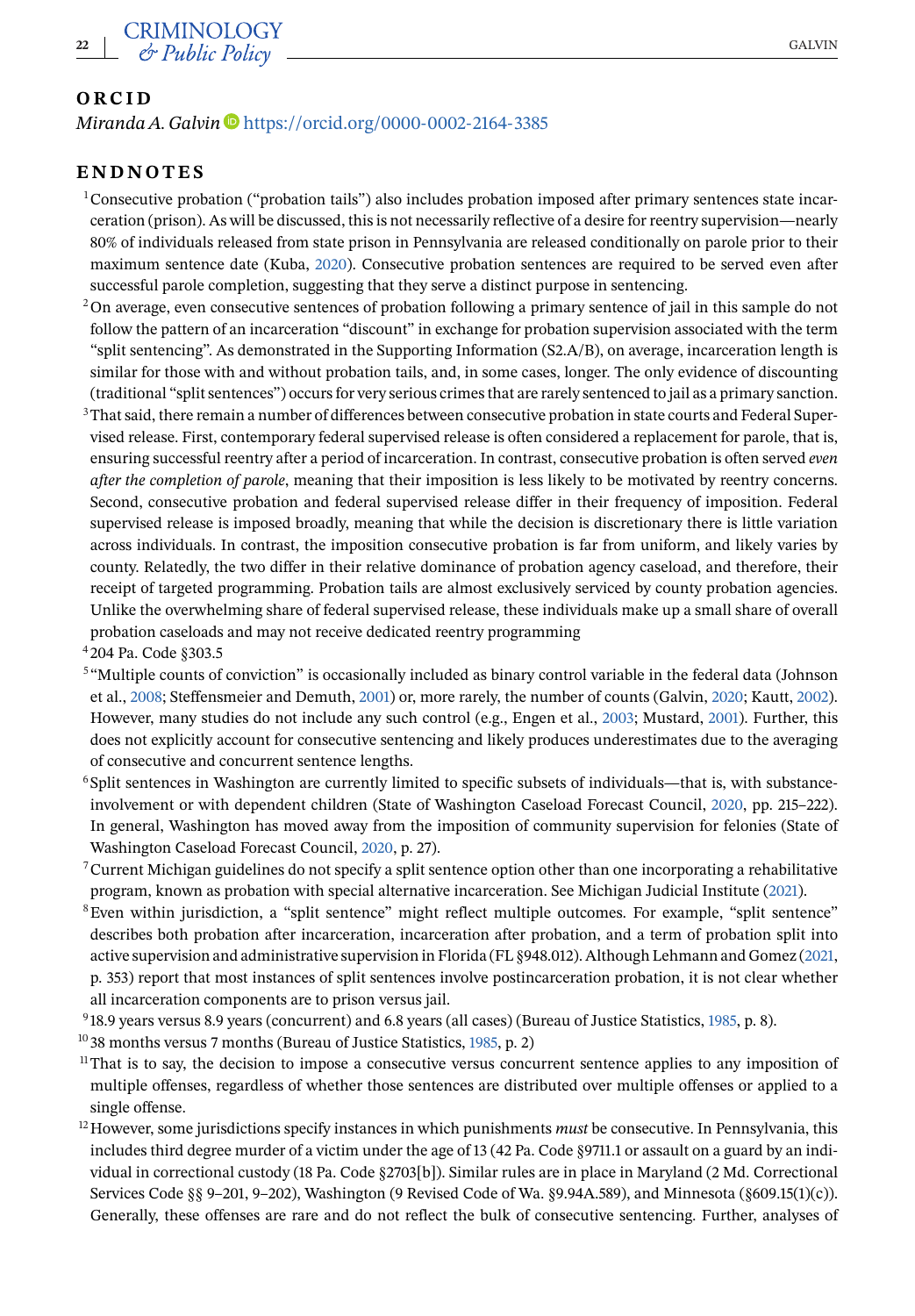## ORCID

*Miranda A. Galvin* https://orcid.org/0000-0002-2164-3385

## ENDNOTES

[1] Consecutive probation ("probation tails") also includes probation imposed after primary sentences state incarceration (prison). As will be discussed, this is not necessarily reflective of a desire for reentry supervision—nearly 80% of individuals released from state prison in Pennsylvania are released conditionally on parole prior to their maximum sentence date (Kuba, 2020). Consecutive probation sentences are required to be served even after successful parole completion, suggesting that they serve a distinct purpose in sentencing.

[2] On average, even consecutive sentences of probation following a primary sentence of jail in this sample do not follow the pattern of an incarceration "discount" in exchange for probation supervision associated with the term "split sentencing". As demonstrated in the Supporting Information (S2.A/B), on average, incarceration length is similar for those with and without probation tails, and, in some cases, longer. The only evidence of discounting (traditional "split sentences") occurs for very serious crimes that are rarely sentenced to jail as a primary sanction.

[3] That said, there remain a number of differences between consecutive probation in state courts and Federal Supervised release. First, contemporary federal supervised release is often considered a replacement for parole, that is, ensuring successful reentry after a period of incarceration. In contrast, consecutive probation is often served *even after the completion of parole*, meaning that their imposition is less likely to be motivated by reentry concerns. Second, consecutive probation and federal supervised release differ in their frequency of imposition. Federal supervised release is imposed broadly, meaning that while the decision is discretionary there is little variation across individuals. In contrast, the imposition consecutive probation is far from uniform, and likely varies by county. Relatedly, the two differ in their relative dominance of probation agency caseload, and therefore, their receipt of targeted programming. Probation tails are almost exclusively serviced by county probation agencies. Unlike the overwhelming share of federal supervised release, these individuals make up a small share of overall probation caseloads and may not receive dedicated reentry programming

[4] 204 Pa. Code §303.5

[5] "Multiple counts of conviction" is occasionally included as binary control variable in the federal data (Johnson et al., 2008; Steffensmeier and Demuth, 2001) or, more rarely, the number of counts (Galvin, 2020; Kautt, 2002). However, many studies do not include any such control (e.g., Engen et al., 2003; Mustard, 2001). Further, this does not explicitly account for consecutive sentencing and likely produces underestimates due to the averaging of consecutive and concurrent sentence lengths.

[6] Split sentences in Washington are currently limited to specific subsets of individuals—that is, with substance-involvement or with dependent children (State of Washington Caseload Forecast Council, 2020, pp. 215–222). In general, Washington has moved away from the imposition of community supervision for felonies (State of Washington Caseload Forecast Council, 2020, p. 27).

[7] Current Michigan guidelines do not specify a split sentence option other than one incorporating a rehabilitative program, known as probation with special alternative incarceration. See Michigan Judicial Institute (2021).

[8] Even within jurisdiction, a "split sentence" might reflect multiple outcomes. For example, "split sentence" describes both probation after incarceration, incarceration after probation, and a term of probation split into active supervision and administrative supervision in Florida (FL §948.012). Although Lehmann and Gomez (2021, p. 353) report that most instances of split sentences involve postincarceration probation, it is not clear whether all incarceration components are to prison versus jail.

[9] 18.9 years versus 8.9 years (concurrent) and 6.8 years (all cases) (Bureau of Justice Statistics, 1985, p. 8).

[10] 38 months versus 7 months (Bureau of Justice Statistics, 1985, p. 2)

[11] That is to say, the decision to impose a consecutive versus concurrent sentence applies to any imposition of multiple offenses, regardless of whether those sentences are distributed over multiple offenses or applied to a single offense.

[12] However, some jurisdictions specify instances in which punishments *must* be consecutive. In Pennsylvania, this includes third degree murder of a victim under the age of 13 (42 Pa. Code §9711.1 or assault on a guard by an individual in correctional custody (18 Pa. Code §2703[b]). Similar rules are in place in Maryland (2 Md. Correctional Services Code §§ 9–201, 9–202), Washington (9 Revised Code of Wa. §9.94A.589), and Minnesota (§609.15(1)(c)). Generally, these offenses are rare and do not reflect the bulk of consecutive sentencing. Further, analyses of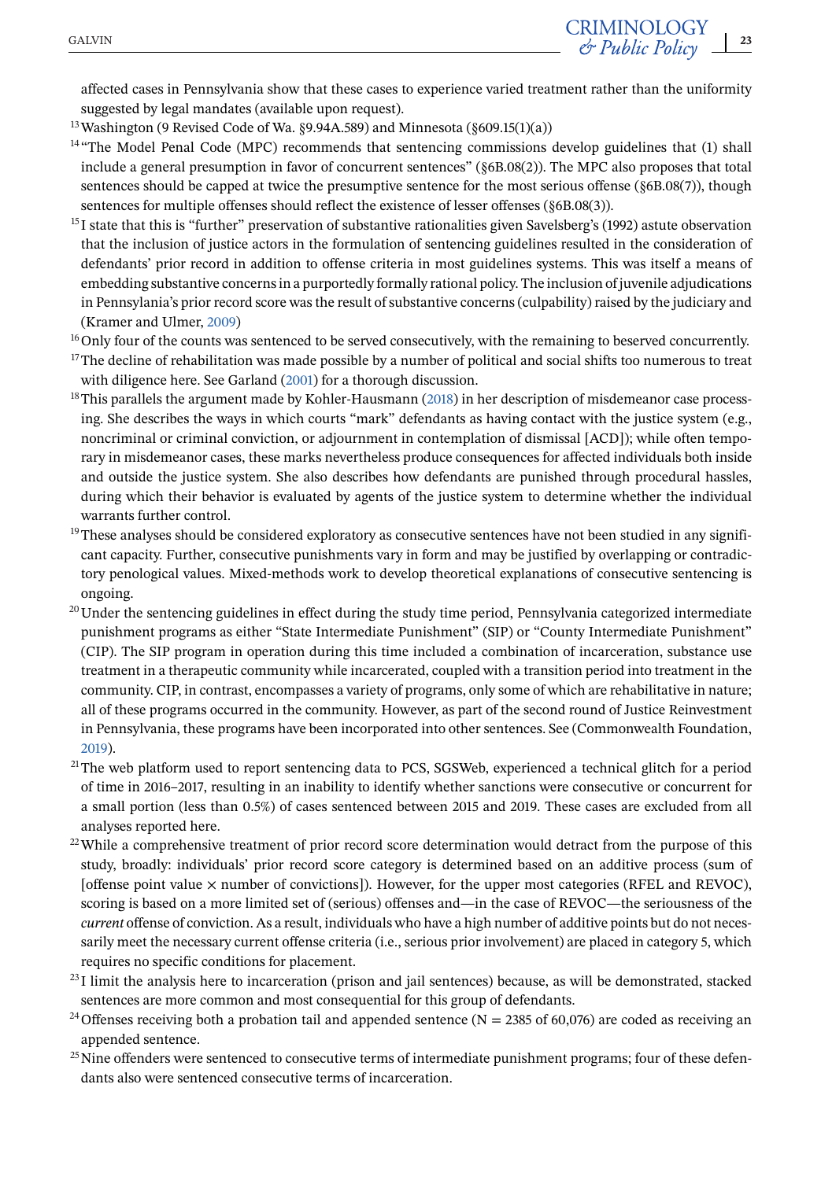affected cases in Pennsylvania show that these cases to experience varied treatment rather than the uniformity suggested by legal mandates (available upon request).

[13] Washington (9 Revised Code of Wa. §9.94A.589) and Minnesota (§609.15(1)(a))

[14] "The Model Penal Code (MPC) recommends that sentencing commissions develop guidelines that (1) shall include a general presumption in favor of concurrent sentences" (§6B.08(2)). The MPC also proposes that total sentences should be capped at twice the presumptive sentence for the most serious offense (§6B.08(7)), though sentences for multiple offenses should reflect the existence of lesser offenses (§6B.08(3)).

[15] I state that this is "further" preservation of substantive rationalities given Savelsberg's (1992) astute observation that the inclusion of justice actors in the formulation of sentencing guidelines resulted in the consideration of defendants' prior record in addition to offense criteria in most guidelines systems. This was itself a means of embedding substantive concerns in a purportedly formally rational policy. The inclusion of juvenile adjudications in Pennsylania's prior record score was the result of substantive concerns (culpability) raised by the judiciary and (Kramer and Ulmer, 2009)

[16] Only four of the counts was sentenced to be served consecutively, with the remaining to beserved concurrently.

[17] The decline of rehabilitation was made possible by a number of political and social shifts too numerous to treat with diligence here. See Garland (2001) for a thorough discussion.

[18] This parallels the argument made by Kohler-Hausmann (2018) in her description of misdemeanor case processing. She describes the ways in which courts "mark" defendants as having contact with the justice system (e.g., noncriminal or criminal conviction, or adjournment in contemplation of dismissal [ACD]); while often temporary in misdemeanor cases, these marks nevertheless produce consequences for affected individuals both inside and outside the justice system. She also describes how defendants are punished through procedural hassles, during which their behavior is evaluated by agents of the justice system to determine whether the individual warrants further control.

[19] These analyses should be considered exploratory as consecutive sentences have not been studied in any significant capacity. Further, consecutive punishments vary in form and may be justified by overlapping or contradictory penological values. Mixed-methods work to develop theoretical explanations of consecutive sentencing is ongoing.

[20] Under the sentencing guidelines in effect during the study time period, Pennsylvania categorized intermediate punishment programs as either "State Intermediate Punishment" (SIP) or "County Intermediate Punishment" (CIP). The SIP program in operation during this time included a combination of incarceration, substance use treatment in a therapeutic community while incarcerated, coupled with a transition period into treatment in the community. CIP, in contrast, encompasses a variety of programs, only some of which are rehabilitative in nature; all of these programs occurred in the community. However, as part of the second round of Justice Reinvestment in Pennsylvania, these programs have been incorporated into other sentences. See (Commonwealth Foundation, 2019).

[21] The web platform used to report sentencing data to PCS, SGSWeb, experienced a technical glitch for a period of time in 2016–2017, resulting in an inability to identify whether sanctions were consecutive or concurrent for a small portion (less than 0.5%) of cases sentenced between 2015 and 2019. These cases are excluded from all analyses reported here.

[22] While a comprehensive treatment of prior record score determination would detract from the purpose of this study, broadly: individuals' prior record score category is determined based on an additive process (sum of [offense point value × number of convictions]). However, for the upper most categories (RFEL and REVOC), scoring is based on a more limited set of (serious) offenses and—in the case of REVOC—the seriousness of the *current* offense of conviction. As a result, individuals who have a high number of additive points but do not necessarily meet the necessary current offense criteria (i.e., serious prior involvement) are placed in category 5, which requires no specific conditions for placement.

[23] I limit the analysis here to incarceration (prison and jail sentences) because, as will be demonstrated, stacked sentences are more common and most consequential for this group of defendants.

[24] Offenses receiving both a probation tail and appended sentence (N = 2385 of 60,076) are coded as receiving an appended sentence.

[25] Nine offenders were sentenced to consecutive terms of intermediate punishment programs; four of these defendants also were sentenced consecutive terms of incarceration.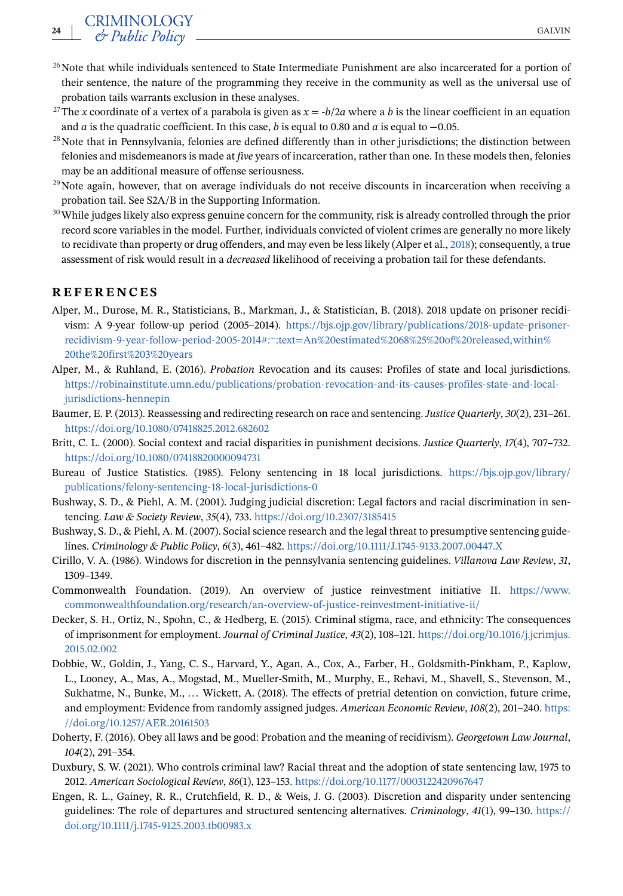[26] Note that while individuals sentenced to State Intermediate Punishment are also incarcerated for a portion of their sentence, the nature of the programming they receive in the community as well as the universal use of probation tails warrants exclusion in these analyses.

[27] The $x$ coordinate of a vertex of a parabola is given as $x = -b/2a$ where a $b$ is the linear coefficient in an equation and $a$ is the quadratic coefficient. In this case, $b$ is equal to 0.80 and $a$ is equal to $-0.05$.

[28] Note that in Pennsylvania, felonies are defined differently than in other jurisdictions; the distinction between felonies and misdemeanors is made at *five* years of incarceration, rather than one. In these models then, felonies may be an additional measure of offense seriousness.

[29] Note again, however, that on average individuals do not receive discounts in incarceration when receiving a probation tail. See S2A/B in the Supporting Information.

[30] While judges likely also express genuine concern for the community, risk is already controlled through the prior record score variables in the model. Further, individuals convicted of violent crimes are generally no more likely to recidivate than property or drug offenders, and may even be less likely (Alper et al., 2018); consequently, a true assessment of risk would result in a *decreased* likelihood of receiving a probation tail for these defendants.

## REFERENCES

Alper, M., Durose, M. R., Statisticians, B., Markman, J., & Statistician, B. (2018). 2018 update on prisoner recidivism: A 9-year follow-up period (2005–2014). https://bjs.ojp.gov/library/publications/2018-update-prisoner-recidivism-9-year-follow-period-2005-2014#:~:text=An%20estimated%2068%25%20of%20released,within%20the%20first%203%20years

Alper, M., & Ruhland, E. (2016). *Probation* Revocation and its causes: Profiles of state and local jurisdictions. https://robinainstitute.umn.edu/publications/probation-revocation-and-its-causes-profiles-state-and-local-jurisdictions-hennepin

Baumer, E. P. (2013). Reassessing and redirecting research on race and sentencing. *Justice Quarterly*, *30*(2), 231–261. https://doi.org/10.1080/07418825.2012.682602

Britt, C. L. (2000). Social context and racial disparities in punishment decisions. *Justice Quarterly*, *17*(4), 707–732. https://doi.org/10.1080/07418820000094731

Bureau of Justice Statistics. (1985). Felony sentencing in 18 local jurisdictions. https://bjs.ojp.gov/library/publications/felony-sentencing-18-local-jurisdictions-0

Bushway, S. D., & Piehl, A. M. (2001). Judging judicial discretion: Legal factors and racial discrimination in sentencing. *Law & Society Review*, *35*(4), 733. https://doi.org/10.2307/3185415

Bushway, S. D., & Piehl, A. M. (2007). Social science research and the legal threat to presumptive sentencing guidelines. *Criminology & Public Policy*, *6*(3), 461–482. https://doi.org/10.1111/J.1745-9133.2007.00447.X

Cirillo, V. A. (1986). Windows for discretion in the pennsylvania sentencing guidelines. *Villanova Law Review*, *31*, 1309–1349.

Commonwealth Foundation. (2019). An overview of justice reinvestment initiative II. https://www.commonwealthfoundation.org/research/an-overview-of-justice-reinvestment-initiative-ii/

Decker, S. H., Ortiz, N., Spohn, C., & Hedberg, E. (2015). Criminal stigma, race, and ethnicity: The consequences of imprisonment for employment. *Journal of Criminal Justice*, *43*(2), 108–121. https://doi.org/10.1016/j.jcrimjus.2015.02.002

Dobbie, W., Goldin, J., Yang, C. S., Harvard, Y., Agan, A., Cox, A., Farber, H., Goldsmith-Pinkham, P., Kaplow, L., Looney, A., Mas, A., Mogstad, M., Mueller-Smith, M., Murphy, E., Rehavi, M., Shavell, S., Stevenson, M., Sukhatme, N., Bunke, M., … Wickett, A. (2018). The effects of pretrial detention on conviction, future crime, and employment: Evidence from randomly assigned judges. *American Economic Review*, *108*(2), 201–240. https://doi.org/10.1257/AER.20161503

Doherty, F. (2016). Obey all laws and be good: Probation and the meaning of recidivism). *Georgetown Law Journal*, *104*(2), 291–354.

Duxbury, S. W. (2021). Who controls criminal law? Racial threat and the adoption of state sentencing law, 1975 to 2012. *American Sociological Review*, *86*(1), 123–153. https://doi.org/10.1177/0003122420967647

Engen, R. L., Gainey, R. R., Crutchfield, R. D., & Weis, J. G. (2003). Discretion and disparity under sentencing guidelines: The role of departures and structured sentencing alternatives. *Criminology*, *41*(1), 99–130. https://doi.org/10.1111/j.1745-9125.2003.tb00983.x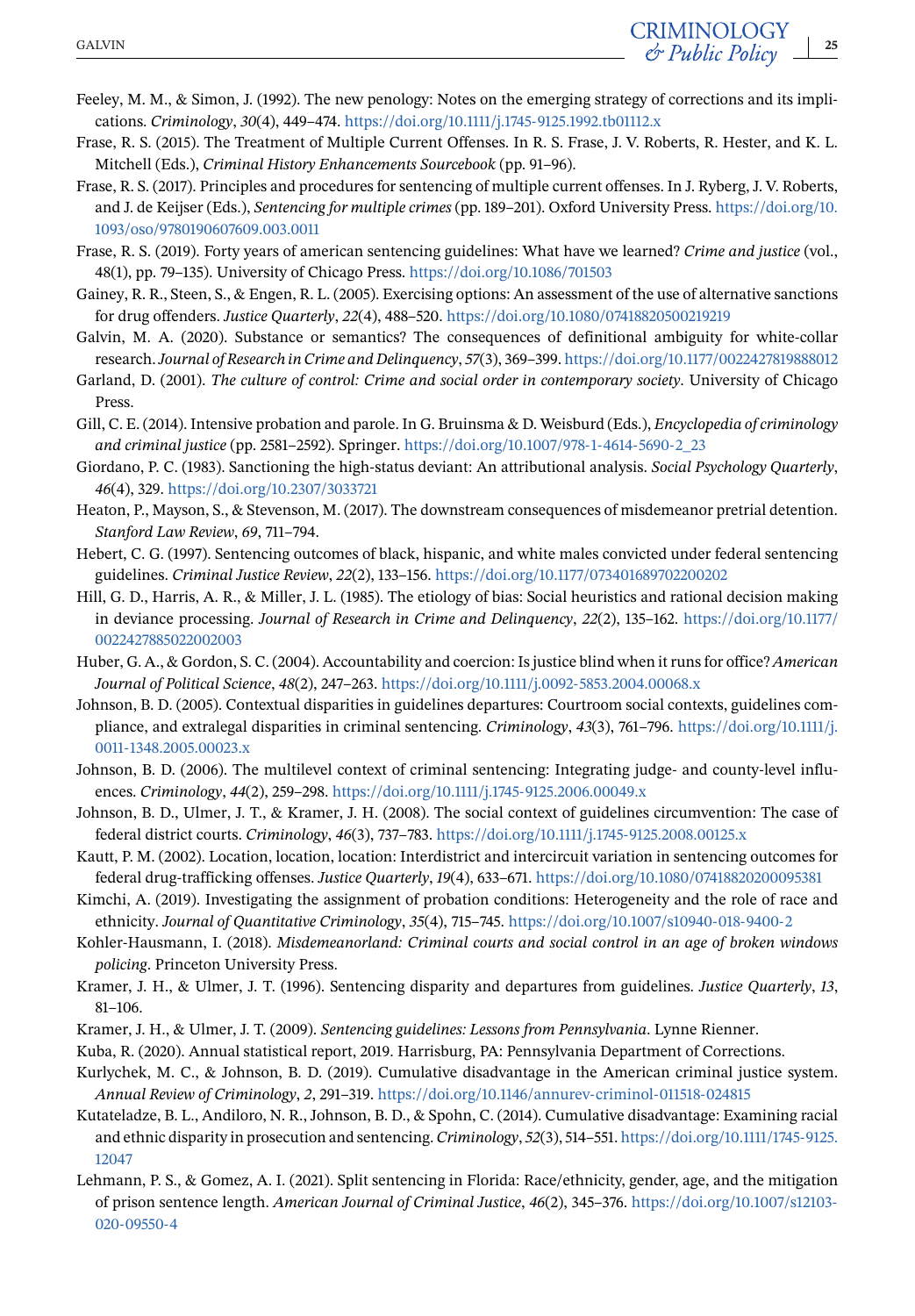Feeley, M. M., & Simon, J. (1992). The new penology: Notes on the emerging strategy of corrections and its implications. *Criminology*, *30*(4), 449–474. https://doi.org/10.1111/j.1745-9125.1992.tb01112.x

Frase, R. S. (2015). The Treatment of Multiple Current Offenses. In R. S. Frase, J. V. Roberts, R. Hester, and K. L. Mitchell (Eds.), *Criminal History Enhancements Sourcebook* (pp. 91–96).

Frase, R. S. (2017). Principles and procedures for sentencing of multiple current offenses. In J. Ryberg, J. V. Roberts, and J. de Keijser (Eds.), *Sentencing for multiple crimes* (pp. 189–201). Oxford University Press. https://doi.org/10.1093/oso/9780190607609.003.0011

Frase, R. S. (2019). Forty years of american sentencing guidelines: What have we learned? *Crime and justice* (vol., 48(1), pp. 79–135). University of Chicago Press. https://doi.org/10.1086/701503

Gainey, R. R., Steen, S., & Engen, R. L. (2005). Exercising options: An assessment of the use of alternative sanctions for drug offenders. *Justice Quarterly*, *22*(4), 488–520. https://doi.org/10.1080/07418820500219219

Galvin, M. A. (2020). Substance or semantics? The consequences of definitional ambiguity for white-collar research. *Journal of Research in Crime and Delinquency*, *57*(3), 369–399. https://doi.org/10.1177/0022427819888012

Garland, D. (2001). *The culture of control: Crime and social order in contemporary society*. University of Chicago Press.

Gill, C. E. (2014). Intensive probation and parole. In G. Bruinsma & D. Weisburd (Eds.), *Encyclopedia of criminology and criminal justice* (pp. 2581–2592). Springer. https://doi.org/10.1007/978-1-4614-5690-2_23

Giordano, P. C. (1983). Sanctioning the high-status deviant: An attributional analysis. *Social Psychology Quarterly*, *46*(4), 329. https://doi.org/10.2307/3033721

Heaton, P., Mayson, S., & Stevenson, M. (2017). The downstream consequences of misdemeanor pretrial detention. *Stanford Law Review*, *69*, 711–794.

Hebert, C. G. (1997). Sentencing outcomes of black, hispanic, and white males convicted under federal sentencing guidelines. *Criminal Justice Review*, *22*(2), 133–156. https://doi.org/10.1177/073401689702200202

Hill, G. D., Harris, A. R., & Miller, J. L. (1985). The etiology of bias: Social heuristics and rational decision making in deviance processing. *Journal of Research in Crime and Delinquency*, *22*(2), 135–162. https://doi.org/10.1177/0022427885022002003

Huber, G. A., & Gordon, S. C. (2004). Accountability and coercion: Is justice blind when it runs for office? *American Journal of Political Science*, *48*(2), 247–263. https://doi.org/10.1111/j.0092-5853.2004.00068.x

Johnson, B. D. (2005). Contextual disparities in guidelines departures: Courtroom social contexts, guidelines compliance, and extralegal disparities in criminal sentencing. *Criminology*, *43*(3), 761–796. https://doi.org/10.1111/j.0011-1348.2005.00023.x

Johnson, B. D. (2006). The multilevel context of criminal sentencing: Integrating judge- and county-level influences. *Criminology*, *44*(2), 259–298. https://doi.org/10.1111/j.1745-9125.2006.00049.x

Johnson, B. D., Ulmer, J. T., & Kramer, J. H. (2008). The social context of guidelines circumvention: The case of federal district courts. *Criminology*, *46*(3), 737–783. https://doi.org/10.1111/j.1745-9125.2008.00125.x

Kautt, P. M. (2002). Location, location, location: Interdistrict and intercircuit variation in sentencing outcomes for federal drug-trafficking offenses. *Justice Quarterly*, *19*(4), 633–671. https://doi.org/10.1080/07418820200095381

Kimchi, A. (2019). Investigating the assignment of probation conditions: Heterogeneity and the role of race and ethnicity. *Journal of Quantitative Criminology*, *35*(4), 715–745. https://doi.org/10.1007/s10940-018-9400-2

Kohler-Hausmann, I. (2018). *Misdemeanorland: Criminal courts and social control in an age of broken windows policing*. Princeton University Press.

Kramer, J. H., & Ulmer, J. T. (1996). Sentencing disparity and departures from guidelines. *Justice Quarterly*, *13*, 81–106.

Kramer, J. H., & Ulmer, J. T. (2009). *Sentencing guidelines: Lessons from Pennsylvania*. Lynne Rienner.

Kuba, R. (2020). Annual statistical report, 2019. Harrisburg, PA: Pennsylvania Department of Corrections.

Kurlychek, M. C., & Johnson, B. D. (2019). Cumulative disadvantage in the American criminal justice system. *Annual Review of Criminology*, *2*, 291–319. https://doi.org/10.1146/annurev-criminol-011518-024815

Kutateladze, B. L., Andiloro, N. R., Johnson, B. D., & Spohn, C. (2014). Cumulative disadvantage: Examining racial and ethnic disparity in prosecution and sentencing. *Criminology*, *52*(3), 514–551. https://doi.org/10.1111/1745-9125.12047

Lehmann, P. S., & Gomez, A. I. (2021). Split sentencing in Florida: Race/ethnicity, gender, age, and the mitigation of prison sentence length. *American Journal of Criminal Justice*, *46*(2), 345–376. https://doi.org/10.1007/s12103-020-09550-4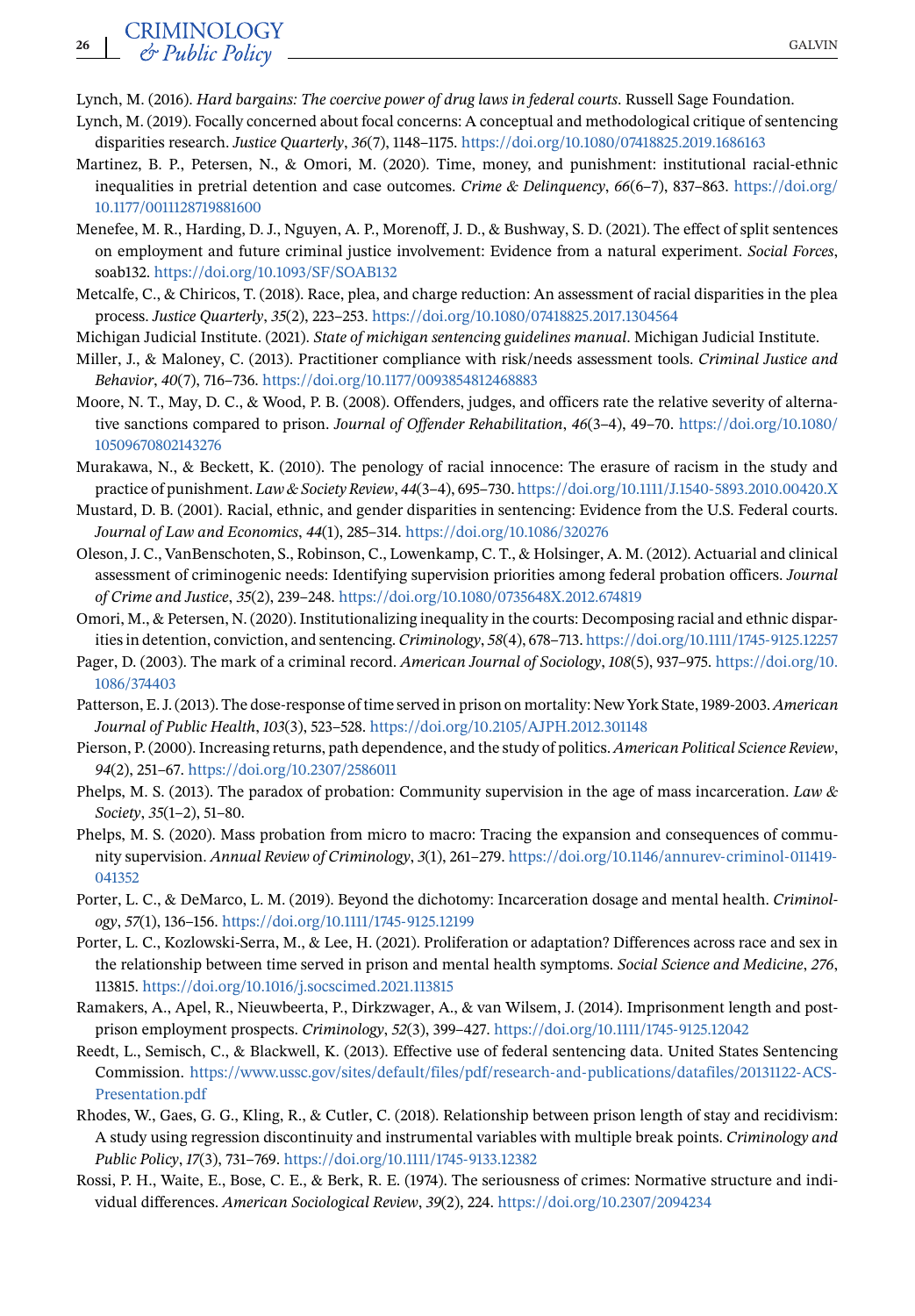Lynch, M. (2016). *Hard bargains: The coercive power of drug laws in federal courts*. Russell Sage Foundation.

Lynch, M. (2019). Focally concerned about focal concerns: A conceptual and methodological critique of sentencing disparities research. *Justice Quarterly*, *36*(7), 1148–1175. https://doi.org/10.1080/07418825.2019.1686163

Martinez, B. P., Petersen, N., & Omori, M. (2020). Time, money, and punishment: institutional racial-ethnic inequalities in pretrial detention and case outcomes. *Crime & Delinquency*, *66*(6–7), 837–863. https://doi.org/10.1177/0011128719881600

Menefee, M. R., Harding, D. J., Nguyen, A. P., Morenoff, J. D., & Bushway, S. D. (2021). The effect of split sentences on employment and future criminal justice involvement: Evidence from a natural experiment. *Social Forces*, soab132. https://doi.org/10.1093/SF/SOAB132

Metcalfe, C., & Chiricos, T. (2018). Race, plea, and charge reduction: An assessment of racial disparities in the plea process. *Justice Quarterly*, *35*(2), 223–253. https://doi.org/10.1080/07418825.2017.1304564

Michigan Judicial Institute. (2021). *State of michigan sentencing guidelines manual*. Michigan Judicial Institute.

Miller, J., & Maloney, C. (2013). Practitioner compliance with risk/needs assessment tools. *Criminal Justice and Behavior*, *40*(7), 716–736. https://doi.org/10.1177/0093854812468883

Moore, N. T., May, D. C., & Wood, P. B. (2008). Offenders, judges, and officers rate the relative severity of alternative sanctions compared to prison. *Journal of Offender Rehabilitation*, *46*(3–4), 49–70. https://doi.org/10.1080/10509670802143276

Murakawa, N., & Beckett, K. (2010). The penology of racial innocence: The erasure of racism in the study and practice of punishment. *Law & Society Review*, *44*(3–4), 695–730. https://doi.org/10.1111/J.1540-5893.2010.00420.X

Mustard, D. B. (2001). Racial, ethnic, and gender disparities in sentencing: Evidence from the U.S. Federal courts. *Journal of Law and Economics*, *44*(1), 285–314. https://doi.org/10.1086/320276

Oleson, J. C., VanBenschoten, S., Robinson, C., Lowenkamp, C. T., & Holsinger, A. M. (2012). Actuarial and clinical assessment of criminogenic needs: Identifying supervision priorities among federal probation officers. *Journal of Crime and Justice*, *35*(2), 239–248. https://doi.org/10.1080/0735648X.2012.674819

Omori, M., & Petersen, N. (2020). Institutionalizing inequality in the courts: Decomposing racial and ethnic disparities in detention, conviction, and sentencing. *Criminology*, *58*(4), 678–713. https://doi.org/10.1111/1745-9125.12257

Pager, D. (2003). The mark of a criminal record. *American Journal of Sociology*, *108*(5), 937–975. https://doi.org/10.1086/374403

Patterson, E. J. (2013). The dose-response of time served in prison on mortality: New York State, 1989-2003. *American Journal of Public Health*, *103*(3), 523–528. https://doi.org/10.2105/AJPH.2012.301148

Pierson, P. (2000). Increasing returns, path dependence, and the study of politics. *American Political Science Review*, *94*(2), 251–67. https://doi.org/10.2307/2586011

Phelps, M. S. (2013). The paradox of probation: Community supervision in the age of mass incarceration. *Law & Society*, *35*(1–2), 51–80.

Phelps, M. S. (2020). Mass probation from micro to macro: Tracing the expansion and consequences of community supervision. *Annual Review of Criminology*, *3*(1), 261–279. https://doi.org/10.1146/annurev-criminol-011419-041352

Porter, L. C., & DeMarco, L. M. (2019). Beyond the dichotomy: Incarceration dosage and mental health. *Criminology*, *57*(1), 136–156. https://doi.org/10.1111/1745-9125.12199

Porter, L. C., Kozlowski-Serra, M., & Lee, H. (2021). Proliferation or adaptation? Differences across race and sex in the relationship between time served in prison and mental health symptoms. *Social Science and Medicine*, *276*, 113815. https://doi.org/10.1016/j.socscimed.2021.113815

Ramakers, A., Apel, R., Nieuwbeerta, P., Dirkzwager, A., & van Wilsem, J. (2014). Imprisonment length and post-prison employment prospects. *Criminology*, *52*(3), 399–427. https://doi.org/10.1111/1745-9125.12042

Reedt, L., Semisch, C., & Blackwell, K. (2013). Effective use of federal sentencing data. United States Sentencing Commission. https://www.ussc.gov/sites/default/files/pdf/research-and-publications/datafiles/20131122-ACS-Presentation.pdf

Rhodes, W., Gaes, G. G., Kling, R., & Cutler, C. (2018). Relationship between prison length of stay and recidivism: A study using regression discontinuity and instrumental variables with multiple break points. *Criminology and Public Policy*, *17*(3), 731–769. https://doi.org/10.1111/1745-9133.12382

Rossi, P. H., Waite, E., Bose, C. E., & Berk, R. E. (1974). The seriousness of crimes: Normative structure and individual differences. *American Sociological Review*, *39*(2), 224. https://doi.org/10.2307/2094234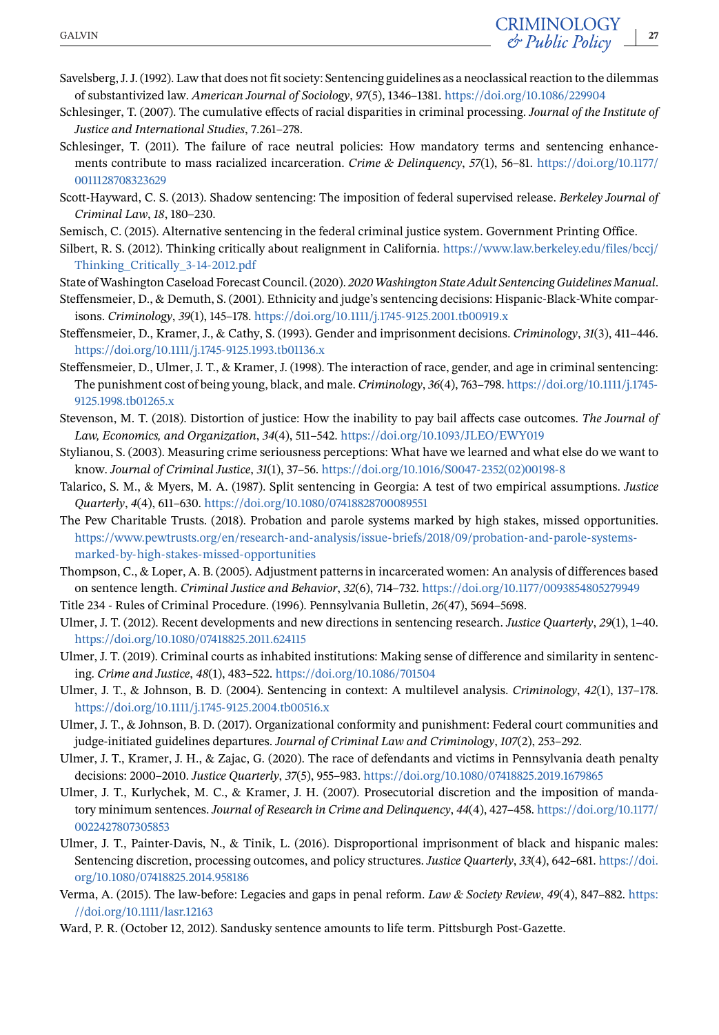Savelsberg, J. J. (1992). Law that does not fit society: Sentencing guidelines as a neoclassical reaction to the dilemmas of substantivized law. *American Journal of Sociology*, *97*(5), 1346–1381. https://doi.org/10.1086/229904

Schlesinger, T. (2007). The cumulative effects of racial disparities in criminal processing. *Journal of the Institute of Justice and International Studies*, 7.261–278.

Schlesinger, T. (2011). The failure of race neutral policies: How mandatory terms and sentencing enhancements contribute to mass racialized incarceration. *Crime & Delinquency*, *57*(1), 56–81. https://doi.org/10.1177/0011128708323629

Scott-Hayward, C. S. (2013). Shadow sentencing: The imposition of federal supervised release. *Berkeley Journal of Criminal Law*, *18*, 180–230.

Semisch, C. (2015). Alternative sentencing in the federal criminal justice system. Government Printing Office.

Silbert, R. S. (2012). Thinking critically about realignment in California. https://www.law.berkeley.edu/files/bccj/Thinking_Critically_3-14-2012.pdf

State of Washington Caseload Forecast Council. (2020). *2020 Washington State Adult Sentencing Guidelines Manual*.

Steffensmeier, D., & Demuth, S. (2001). Ethnicity and judge's sentencing decisions: Hispanic-Black-White comparisons. *Criminology*, *39*(1), 145–178. https://doi.org/10.1111/j.1745-9125.2001.tb00919.x

Steffensmeier, D., Kramer, J., & Cathy, S. (1993). Gender and imprisonment decisions. *Criminology*, *31*(3), 411–446. https://doi.org/10.1111/j.1745-9125.1993.tb01136.x

Steffensmeier, D., Ulmer, J. T., & Kramer, J. (1998). The interaction of race, gender, and age in criminal sentencing: The punishment cost of being young, black, and male. *Criminology*, *36*(4), 763–798. https://doi.org/10.1111/j.1745-9125.1998.tb01265.x

Stevenson, M. T. (2018). Distortion of justice: How the inability to pay bail affects case outcomes. *The Journal of Law, Economics, and Organization*, *34*(4), 511–542. https://doi.org/10.1093/JLEO/EWY019

Stylianou, S. (2003). Measuring crime seriousness perceptions: What have we learned and what else do we want to know. *Journal of Criminal Justice*, *31*(1), 37–56. https://doi.org/10.1016/S0047-2352(02)00198-8

Talarico, S. M., & Myers, M. A. (1987). Split sentencing in Georgia: A test of two empirical assumptions. *Justice Quarterly*, *4*(4), 611–630. https://doi.org/10.1080/07418828700089551

The Pew Charitable Trusts. (2018). Probation and parole systems marked by high stakes, missed opportunities. https://www.pewtrusts.org/en/research-and-analysis/issue-briefs/2018/09/probation-and-parole-systems-marked-by-high-stakes-missed-opportunities

Thompson, C., & Loper, A. B. (2005). Adjustment patterns in incarcerated women: An analysis of differences based on sentence length. *Criminal Justice and Behavior*, *32*(6), 714–732. https://doi.org/10.1177/0093854805279949

Title 234 - Rules of Criminal Procedure. (1996). Pennsylvania Bulletin, *26*(47), 5694–5698.

Ulmer, J. T. (2012). Recent developments and new directions in sentencing research. *Justice Quarterly*, *29*(1), 1–40. https://doi.org/10.1080/07418825.2011.624115

Ulmer, J. T. (2019). Criminal courts as inhabited institutions: Making sense of difference and similarity in sentencing. *Crime and Justice*, *48*(1), 483–522. https://doi.org/10.1086/701504

Ulmer, J. T., & Johnson, B. D. (2004). Sentencing in context: A multilevel analysis. *Criminology*, *42*(1), 137–178. https://doi.org/10.1111/j.1745-9125.2004.tb00516.x

Ulmer, J. T., & Johnson, B. D. (2017). Organizational conformity and punishment: Federal court communities and judge-initiated guidelines departures. *Journal of Criminal Law and Criminology*, *107*(2), 253–292.

Ulmer, J. T., Kramer, J. H., & Zajac, G. (2020). The race of defendants and victims in Pennsylvania death penalty decisions: 2000–2010. *Justice Quarterly*, *37*(5), 955–983. https://doi.org/10.1080/07418825.2019.1679865

Ulmer, J. T., Kurlychek, M. C., & Kramer, J. H. (2007). Prosecutorial discretion and the imposition of mandatory minimum sentences. *Journal of Research in Crime and Delinquency*, *44*(4), 427–458. https://doi.org/10.1177/0022427807305853

Ulmer, J. T., Painter-Davis, N., & Tinik, L. (2016). Disproportional imprisonment of black and hispanic males: Sentencing discretion, processing outcomes, and policy structures. *Justice Quarterly*, *33*(4), 642–681. https://doi.org/10.1080/07418825.2014.958186

Verma, A. (2015). The law-before: Legacies and gaps in penal reform. *Law & Society Review*, *49*(4), 847–882. https://doi.org/10.1111/lasr.12163

Ward, P. R. (October 12, 2012). Sandusky sentence amounts to life term. Pittsburgh Post-Gazette.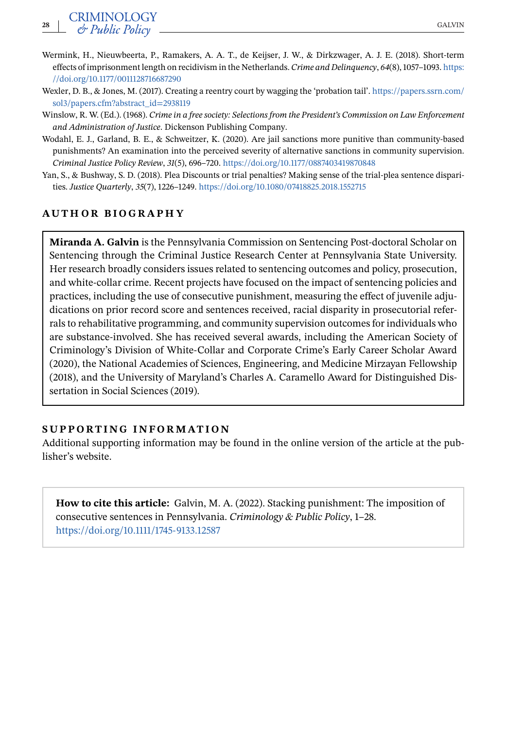Wermink, H., Nieuwbeerta, P., Ramakers, A. A. T., de Keijser, J. W., & Dirkzwager, A. J. E. (2018). Short-term effects of imprisonment length on recidivism in the Netherlands. *Crime and Delinquency*, *64*(8), 1057–1093. https://doi.org/10.1177/0011128716687290

Wexler, D. B., & Jones, M. (2017). Creating a reentry court by wagging the 'probation tail'. https://papers.ssrn.com/sol3/papers.cfm?abstract_id=2938119

Winslow, R. W. (Ed.). (1968). *Crime in a free society: Selections from the President's Commission on Law Enforcement and Administration of Justice*. Dickenson Publishing Company.

Wodahl, E. J., Garland, B. E., & Schweitzer, K. (2020). Are jail sanctions more punitive than community-based punishments? An examination into the perceived severity of alternative sanctions in community supervision. *Criminal Justice Policy Review*, *31*(5), 696–720. https://doi.org/10.1177/0887403419870848

Yan, S., & Bushway, S. D. (2018). Plea Discounts or trial penalties? Making sense of the trial-plea sentence disparities. *Justice Quarterly*, *35*(7), 1226–1249. https://doi.org/10.1080/07418825.2018.1552715

## AUTHOR BIOGRAPHY

**Miranda A. Galvin** is the Pennsylvania Commission on Sentencing Post-doctoral Scholar on Sentencing through the Criminal Justice Research Center at Pennsylvania State University. Her research broadly considers issues related to sentencing outcomes and policy, prosecution, and white-collar crime. Recent projects have focused on the impact of sentencing policies and practices, including the use of consecutive punishment, measuring the effect of juvenile adjudications on prior record score and sentences received, racial disparity in prosecutorial referrals to rehabilitative programming, and community supervision outcomes for individuals who are substance-involved. She has received several awards, including the American Society of Criminology's Division of White-Collar and Corporate Crime's Early Career Scholar Award (2020), the National Academies of Sciences, Engineering, and Medicine Mirzayan Fellowship (2018), and the University of Maryland's Charles A. Caramello Award for Distinguished Dissertation in Social Sciences (2019).

## SUPPORTING INFORMATION

Additional supporting information may be found in the online version of the article at the publisher's website.

**How to cite this article:** Galvin, M. A. (2022). Stacking punishment: The imposition of consecutive sentences in Pennsylvania. *Criminology & Public Policy*, 1–28. https://doi.org/10.1111/1745-9133.12587